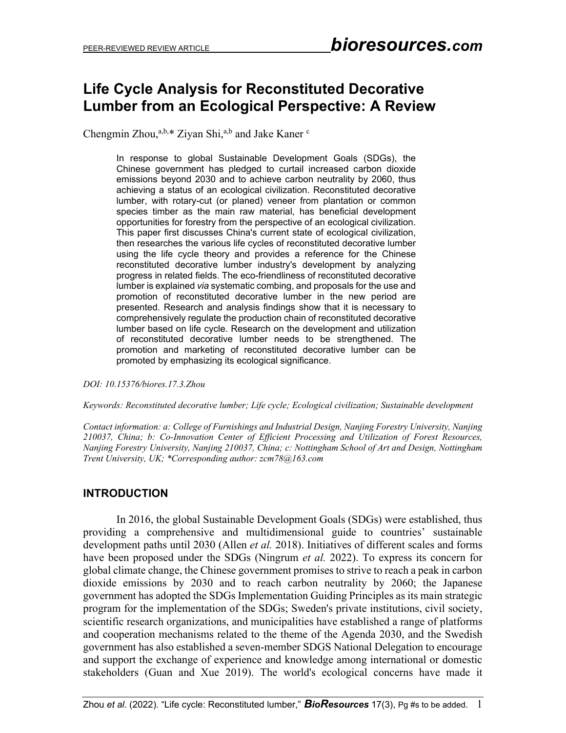# Life Cycle Analysis for Reconstituted Decorative Lumber from an Ecological Perspective: A Review

Chengmin Zhou,[a,b,]* Ziyan Shi,[a,b] and Jake Kaner [c]

> In response to global Sustainable Development Goals (SDGs), the Chinese government has pledged to curtail increased carbon dioxide emissions beyond 2030 and to achieve carbon neutrality by 2060, thus achieving a status of an ecological civilization. Reconstituted decorative lumber, with rotary-cut (or planed) veneer from plantation or common species timber as the main raw material, has beneficial development opportunities for forestry from the perspective of an ecological civilization. This paper first discusses China's current state of ecological civilization, then researches the various life cycles of reconstituted decorative lumber using the life cycle theory and provides a reference for the Chinese reconstituted decorative lumber industry's development by analyzing progress in related fields. The eco-friendliness of reconstituted decorative lumber is explained *via* systematic combing, and proposals for the use and promotion of reconstituted decorative lumber in the new period are presented. Research and analysis findings show that it is necessary to comprehensively regulate the production chain of reconstituted decorative lumber based on life cycle. Research on the development and utilization of reconstituted decorative lumber needs to be strengthened. The promotion and marketing of reconstituted decorative lumber can be promoted by emphasizing its ecological significance.

*DOI: 10.15376/biores.17.3.Zhou*

*Keywords: Reconstituted decorative lumber; Life cycle; Ecological civilization; Sustainable development*

*Contact information: a: College of Furnishings and Industrial Design, Nanjing Forestry University, Nanjing 210037, China; b: Co-Innovation Center of Efficient Processing and Utilization of Forest Resources, Nanjing Forestry University, Nanjing 210037, China; c: Nottingham School of Art and Design, Nottingham Trent University, UK; *Corresponding author: zcm78@163.com*

## INTRODUCTION

In 2016, the global Sustainable Development Goals (SDGs) were established, thus providing a comprehensive and multidimensional guide to countries' sustainable development paths until 2030 (Allen *et al.* 2018). Initiatives of different scales and forms have been proposed under the SDGs (Ningrum *et al.* 2022). To express its concern for global climate change, the Chinese government promises to strive to reach a peak in carbon dioxide emissions by 2030 and to reach carbon neutrality by 2060; the Japanese government has adopted the SDGs Implementation Guiding Principles as its main strategic program for the implementation of the SDGs; Sweden's private institutions, civil society, scientific research organizations, and municipalities have established a range of platforms and cooperation mechanisms related to the theme of the Agenda 2030, and the Swedish government has also established a seven-member SDGS National Delegation to encourage and support the exchange of experience and knowledge among international or domestic stakeholders (Guan and Xue 2019). The world's ecological concerns have made it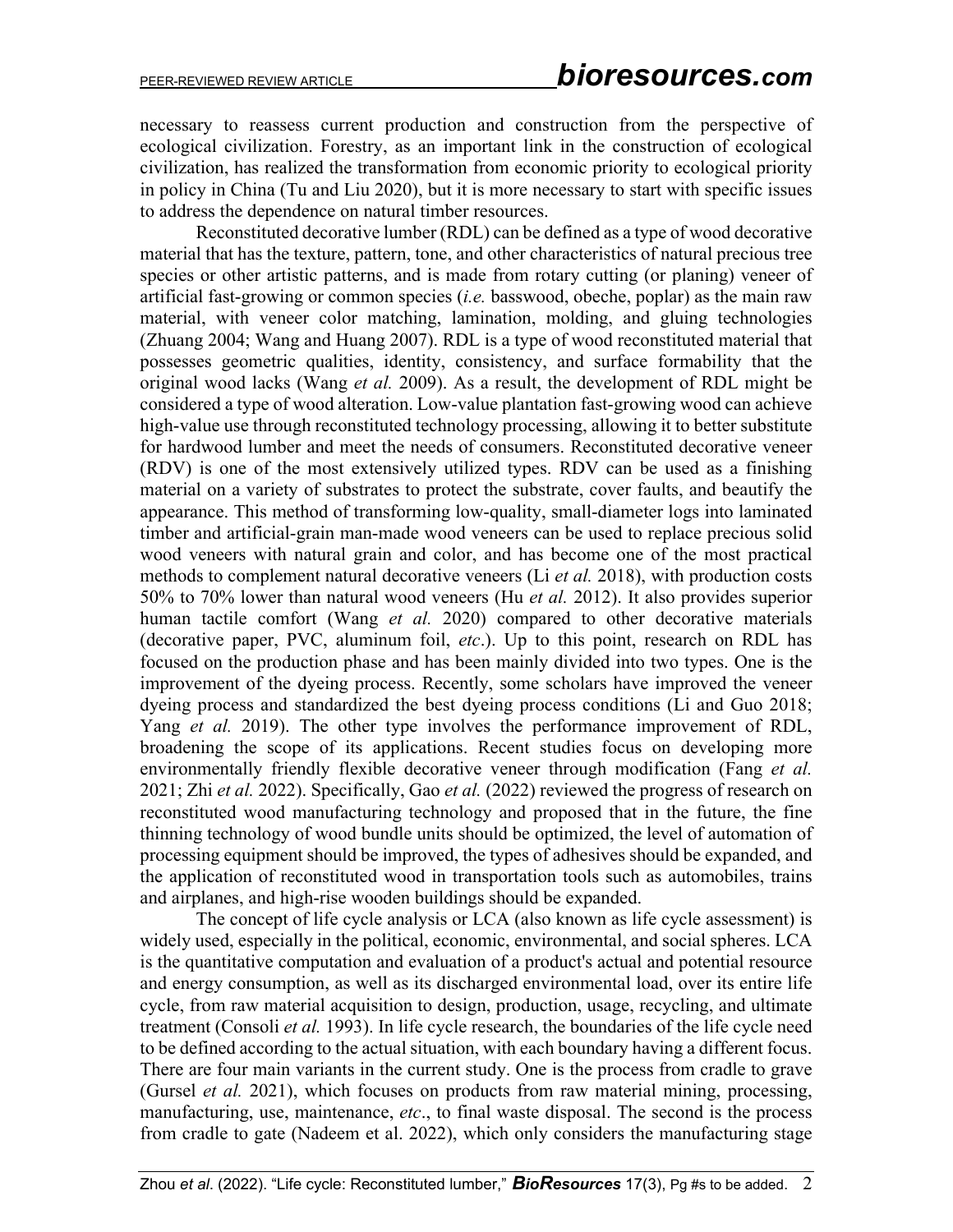necessary to reassess current production and construction from the perspective of ecological civilization. Forestry, as an important link in the construction of ecological civilization, has realized the transformation from economic priority to ecological priority in policy in China (Tu and Liu 2020), but it is more necessary to start with specific issues to address the dependence on natural timber resources.

Reconstituted decorative lumber (RDL) can be defined as a type of wood decorative material that has the texture, pattern, tone, and other characteristics of natural precious tree species or other artistic patterns, and is made from rotary cutting (or planing) veneer of artificial fast-growing or common species (*i.e.* basswood, obeche, poplar) as the main raw material, with veneer color matching, lamination, molding, and gluing technologies (Zhuang 2004; Wang and Huang 2007). RDL is a type of wood reconstituted material that possesses geometric qualities, identity, consistency, and surface formability that the original wood lacks (Wang *et al.* 2009). As a result, the development of RDL might be considered a type of wood alteration. Low-value plantation fast-growing wood can achieve high-value use through reconstituted technology processing, allowing it to better substitute for hardwood lumber and meet the needs of consumers. Reconstituted decorative veneer (RDV) is one of the most extensively utilized types. RDV can be used as a finishing material on a variety of substrates to protect the substrate, cover faults, and beautify the appearance. This method of transforming low-quality, small-diameter logs into laminated timber and artificial-grain man-made wood veneers can be used to replace precious solid wood veneers with natural grain and color, and has become one of the most practical methods to complement natural decorative veneers (Li *et al.* 2018), with production costs 50% to 70% lower than natural wood veneers (Hu *et al.* 2012). It also provides superior human tactile comfort (Wang *et al.* 2020) compared to other decorative materials (decorative paper, PVC, aluminum foil, *etc*.). Up to this point, research on RDL has focused on the production phase and has been mainly divided into two types. One is the improvement of the dyeing process. Recently, some scholars have improved the veneer dyeing process and standardized the best dyeing process conditions (Li and Guo 2018; Yang *et al.* 2019). The other type involves the performance improvement of RDL, broadening the scope of its applications. Recent studies focus on developing more environmentally friendly flexible decorative veneer through modification (Fang *et al.* 2021; Zhi *et al.* 2022). Specifically, Gao *et al.* (2022) reviewed the progress of research on reconstituted wood manufacturing technology and proposed that in the future, the fine thinning technology of wood bundle units should be optimized, the level of automation of processing equipment should be improved, the types of adhesives should be expanded, and the application of reconstituted wood in transportation tools such as automobiles, trains and airplanes, and high-rise wooden buildings should be expanded.

The concept of life cycle analysis or LCA (also known as life cycle assessment) is widely used, especially in the political, economic, environmental, and social spheres. LCA is the quantitative computation and evaluation of a product's actual and potential resource and energy consumption, as well as its discharged environmental load, over its entire life cycle, from raw material acquisition to design, production, usage, recycling, and ultimate treatment (Consoli *et al.* 1993). In life cycle research, the boundaries of the life cycle need to be defined according to the actual situation, with each boundary having a different focus. There are four main variants in the current study. One is the process from cradle to grave (Gursel *et al.* 2021), which focuses on products from raw material mining, processing, manufacturing, use, maintenance, *etc*., to final waste disposal. The second is the process from cradle to gate (Nadeem et al. 2022), which only considers the manufacturing stage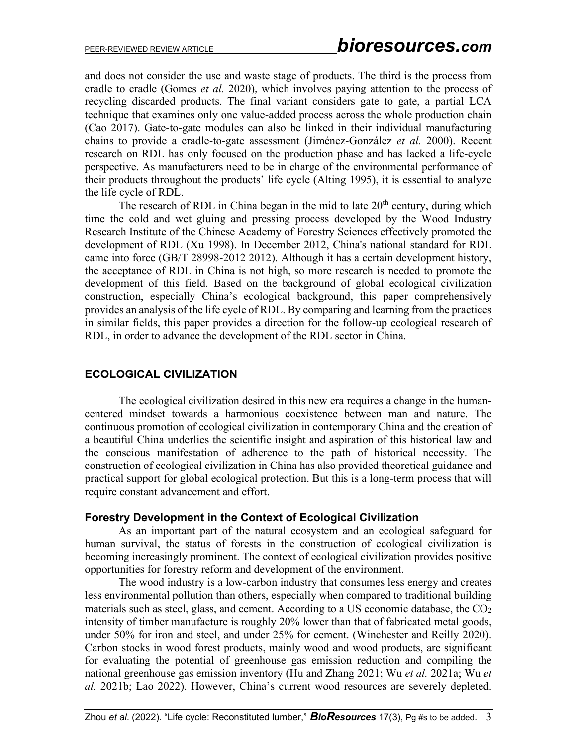and does not consider the use and waste stage of products. The third is the process from cradle to cradle (Gomes *et al.* 2020), which involves paying attention to the process of recycling discarded products. The final variant considers gate to gate, a partial LCA technique that examines only one value-added process across the whole production chain (Cao 2017). Gate-to-gate modules can also be linked in their individual manufacturing chains to provide a cradle-to-gate assessment (Jiménez-González *et al.* 2000). Recent research on RDL has only focused on the production phase and has lacked a life-cycle perspective. As manufacturers need to be in charge of the environmental performance of their products throughout the products' life cycle (Alting 1995), it is essential to analyze the life cycle of RDL.

The research of RDL in China began in the mid to late 20th century, during which time the cold and wet gluing and pressing process developed by the Wood Industry Research Institute of the Chinese Academy of Forestry Sciences effectively promoted the development of RDL (Xu 1998). In December 2012, China's national standard for RDL came into force (GB/T 28998-2012 2012). Although it has a certain development history, the acceptance of RDL in China is not high, so more research is needed to promote the development of this field. Based on the background of global ecological civilization construction, especially China's ecological background, this paper comprehensively provides an analysis of the life cycle of RDL. By comparing and learning from the practices in similar fields, this paper provides a direction for the follow-up ecological research of RDL, in order to advance the development of the RDL sector in China.

## ECOLOGICAL CIVILIZATION

The ecological civilization desired in this new era requires a change in the human-centered mindset towards a harmonious coexistence between man and nature. The continuous promotion of ecological civilization in contemporary China and the creation of a beautiful China underlies the scientific insight and aspiration of this historical law and the conscious manifestation of adherence to the path of historical necessity. The construction of ecological civilization in China has also provided theoretical guidance and practical support for global ecological protection. But this is a long-term process that will require constant advancement and effort.

### Forestry Development in the Context of Ecological Civilization

As an important part of the natural ecosystem and an ecological safeguard for human survival, the status of forests in the construction of ecological civilization is becoming increasingly prominent. The context of ecological civilization provides positive opportunities for forestry reform and development of the environment.

The wood industry is a low-carbon industry that consumes less energy and creates less environmental pollution than others, especially when compared to traditional building materials such as steel, glass, and cement. According to a US economic database, the $CO_2$ intensity of timber manufacture is roughly 20% lower than that of fabricated metal goods, under 50% for iron and steel, and under 25% for cement. (Winchester and Reilly 2020). Carbon stocks in wood forest products, mainly wood and wood products, are significant for evaluating the potential of greenhouse gas emission reduction and compiling the national greenhouse gas emission inventory (Hu and Zhang 2021; Wu *et al.* 2021a; Wu *et al.* 2021b; Lao 2022). However, China's current wood resources are severely depleted.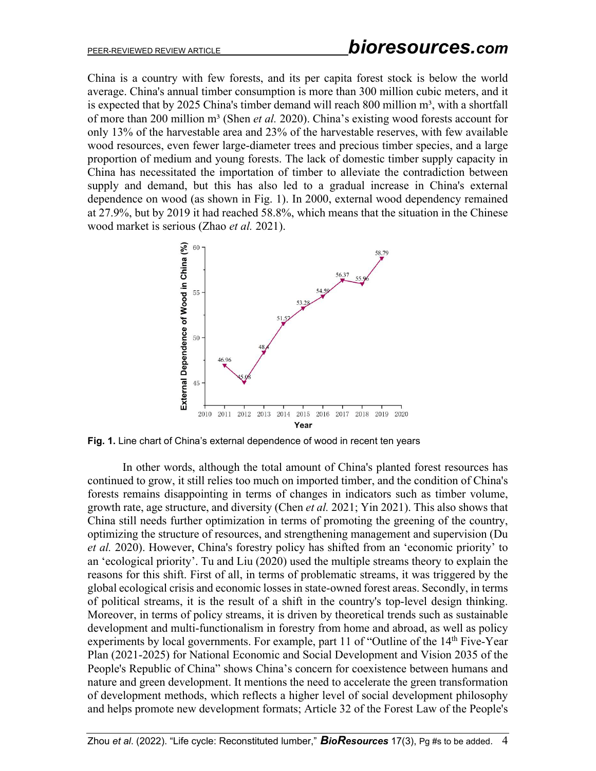China is a country with few forests, and its per capita forest stock is below the world average. China's annual timber consumption is more than 300 million cubic meters, and it is expected that by 2025 China's timber demand will reach 800 million m³, with a shortfall of more than 200 million m³ (Shen *et al.* 2020). China's existing wood forests account for only 13% of the harvestable area and 23% of the harvestable reserves, with few available wood resources, even fewer large-diameter trees and precious timber species, and a large proportion of medium and young forests. The lack of domestic timber supply capacity in China has necessitated the importation of timber to alleviate the contradiction between supply and demand, but this has also led to a gradual increase in China's external dependence on wood (as shown in Fig. 1). In 2000, external wood dependency remained at 27.9%, but by 2019 it had reached 58.8%, which means that the situation in the Chinese wood market is serious (Zhao *et al.* 2021).

**Fig. 1.** Line chart of China's external dependence of wood in recent ten years

In other words, although the total amount of China's planted forest resources has continued to grow, it still relies too much on imported timber, and the condition of China's forests remains disappointing in terms of changes in indicators such as timber volume, growth rate, age structure, and diversity (Chen *et al.* 2021; Yin 2021). This also shows that China still needs further optimization in terms of promoting the greening of the country, optimizing the structure of resources, and strengthening management and supervision (Du *et al.* 2020). However, China's forestry policy has shifted from an 'economic priority' to an 'ecological priority'. Tu and Liu (2020) used the multiple streams theory to explain the reasons for this shift. First of all, in terms of problematic streams, it was triggered by the global ecological crisis and economic losses in state-owned forest areas. Secondly, in terms of political streams, it is the result of a shift in the country's top-level design thinking. Moreover, in terms of policy streams, it is driven by theoretical trends such as sustainable development and multi-functionalism in forestry from home and abroad, as well as policy experiments by local governments. For example, part 11 of "Outline of the 14th Five-Year Plan (2021-2025) for National Economic and Social Development and Vision 2035 of the People's Republic of China" shows China's concern for coexistence between humans and nature and green development. It mentions the need to accelerate the green transformation of development methods, which reflects a higher level of social development philosophy and helps promote new development formats; Article 32 of the Forest Law of the People's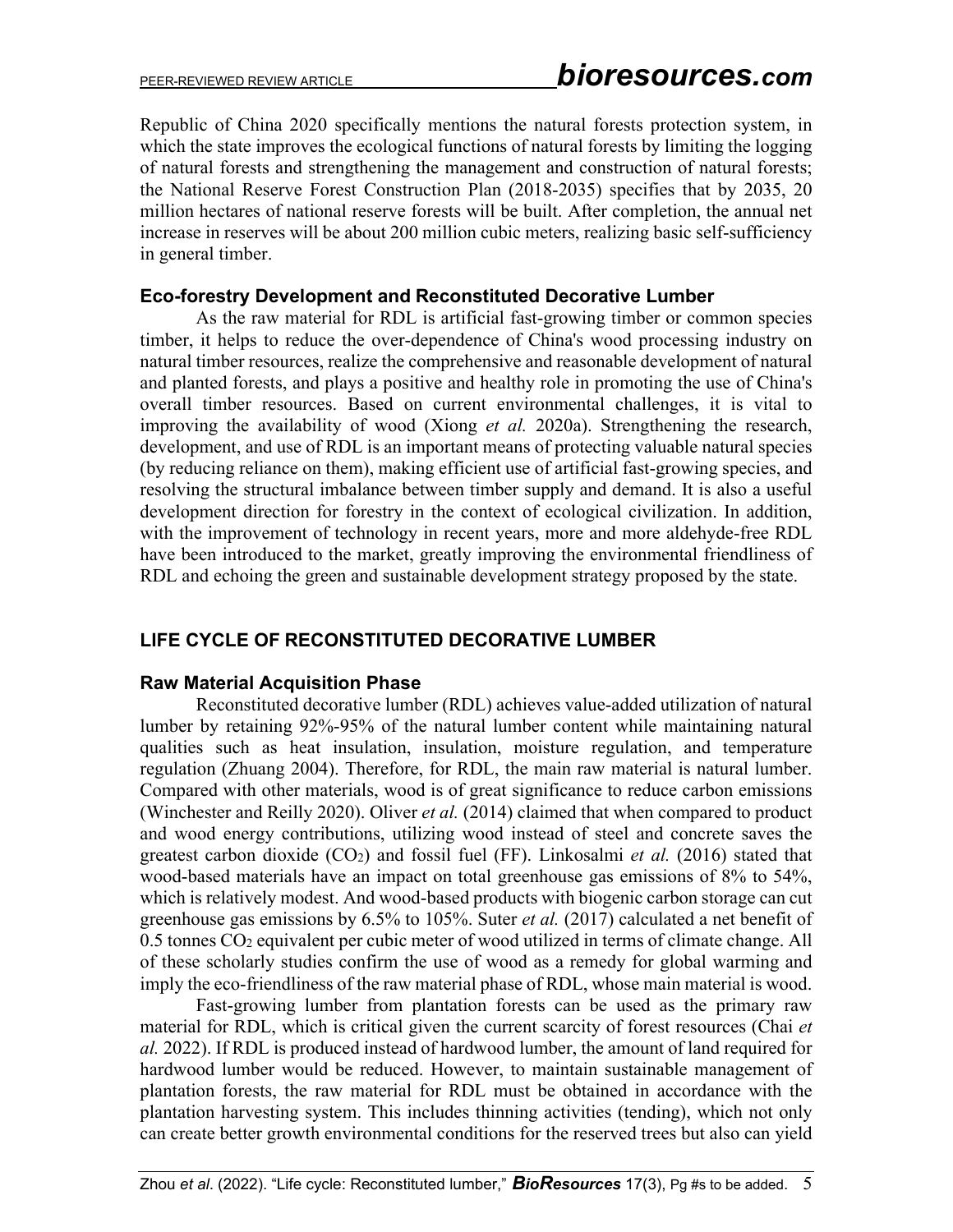Republic of China 2020 specifically mentions the natural forests protection system, in which the state improves the ecological functions of natural forests by limiting the logging of natural forests and strengthening the management and construction of natural forests; the National Reserve Forest Construction Plan (2018-2035) specifies that by 2035, 20 million hectares of national reserve forests will be built. After completion, the annual net increase in reserves will be about 200 million cubic meters, realizing basic self-sufficiency in general timber.

### Eco-forestry Development and Reconstituted Decorative Lumber

As the raw material for RDL is artificial fast-growing timber or common species timber, it helps to reduce the over-dependence of China's wood processing industry on natural timber resources, realize the comprehensive and reasonable development of natural and planted forests, and plays a positive and healthy role in promoting the use of China's overall timber resources. Based on current environmental challenges, it is vital to improving the availability of wood (Xiong *et al.* 2020a). Strengthening the research, development, and use of RDL is an important means of protecting valuable natural species (by reducing reliance on them), making efficient use of artificial fast-growing species, and resolving the structural imbalance between timber supply and demand. It is also a useful development direction for forestry in the context of ecological civilization. In addition, with the improvement of technology in recent years, more and more aldehyde-free RDL have been introduced to the market, greatly improving the environmental friendliness of RDL and echoing the green and sustainable development strategy proposed by the state.

## LIFE CYCLE OF RECONSTITUTED DECORATIVE LUMBER

### Raw Material Acquisition Phase

Reconstituted decorative lumber (RDL) achieves value-added utilization of natural lumber by retaining 92%-95% of the natural lumber content while maintaining natural qualities such as heat insulation, insulation, moisture regulation, and temperature regulation (Zhuang 2004). Therefore, for RDL, the main raw material is natural lumber. Compared with other materials, wood is of great significance to reduce carbon emissions (Winchester and Reilly 2020). Oliver *et al.* (2014) claimed that when compared to product and wood energy contributions, utilizing wood instead of steel and concrete saves the greatest carbon dioxide ($CO_2$) and fossil fuel (FF). Linkosalmi *et al.* (2016) stated that wood-based materials have an impact on total greenhouse gas emissions of 8% to 54%, which is relatively modest. And wood-based products with biogenic carbon storage can cut greenhouse gas emissions by 6.5% to 105%. Suter *et al.* (2017) calculated a net benefit of 0.5 tonnes $CO_2$ equivalent per cubic meter of wood utilized in terms of climate change. All of these scholarly studies confirm the use of wood as a remedy for global warming and imply the eco-friendliness of the raw material phase of RDL, whose main material is wood.

Fast-growing lumber from plantation forests can be used as the primary raw material for RDL, which is critical given the current scarcity of forest resources (Chai *et al.* 2022). If RDL is produced instead of hardwood lumber, the amount of land required for hardwood lumber would be reduced. However, to maintain sustainable management of plantation forests, the raw material for RDL must be obtained in accordance with the plantation harvesting system. This includes thinning activities (tending), which not only can create better growth environmental conditions for the reserved trees but also can yield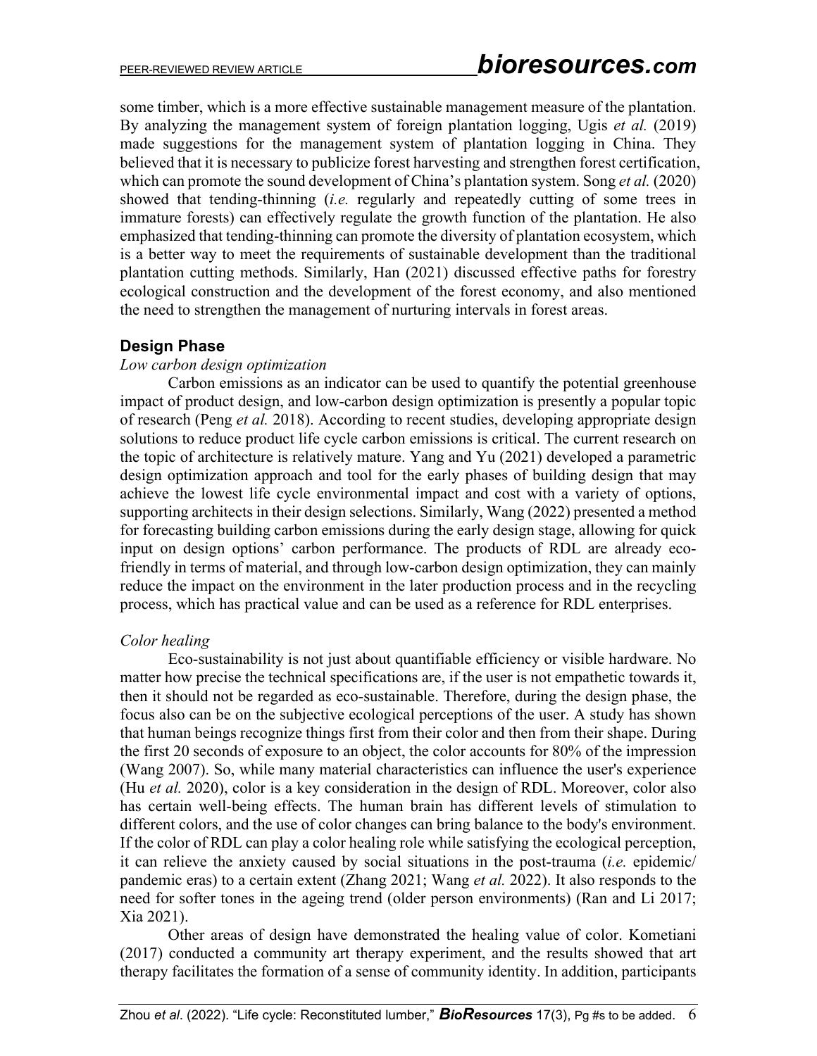some timber, which is a more effective sustainable management measure of the plantation. By analyzing the management system of foreign plantation logging, Ugis *et al.* (2019) made suggestions for the management system of plantation logging in China. They believed that it is necessary to publicize forest harvesting and strengthen forest certification, which can promote the sound development of China's plantation system. Song *et al.* (2020) showed that tending-thinning (*i.e.* regularly and repeatedly cutting of some trees in immature forests) can effectively regulate the growth function of the plantation. He also emphasized that tending-thinning can promote the diversity of plantation ecosystem, which is a better way to meet the requirements of sustainable development than the traditional plantation cutting methods. Similarly, Han (2021) discussed effective paths for forestry ecological construction and the development of the forest economy, and also mentioned the need to strengthen the management of nurturing intervals in forest areas.

## Design Phase

*Low carbon design optimization*

Carbon emissions as an indicator can be used to quantify the potential greenhouse impact of product design, and low-carbon design optimization is presently a popular topic of research (Peng *et al.* 2018). According to recent studies, developing appropriate design solutions to reduce product life cycle carbon emissions is critical. The current research on the topic of architecture is relatively mature. Yang and Yu (2021) developed a parametric design optimization approach and tool for the early phases of building design that may achieve the lowest life cycle environmental impact and cost with a variety of options, supporting architects in their design selections. Similarly, Wang (2022) presented a method for forecasting building carbon emissions during the early design stage, allowing for quick input on design options' carbon performance. The products of RDL are already eco-friendly in terms of material, and through low-carbon design optimization, they can mainly reduce the impact on the environment in the later production process and in the recycling process, which has practical value and can be used as a reference for RDL enterprises.

*Color healing*

Eco-sustainability is not just about quantifiable efficiency or visible hardware. No matter how precise the technical specifications are, if the user is not empathetic towards it, then it should not be regarded as eco-sustainable. Therefore, during the design phase, the focus also can be on the subjective ecological perceptions of the user. A study has shown that human beings recognize things first from their color and then from their shape. During the first 20 seconds of exposure to an object, the color accounts for 80% of the impression (Wang 2007). So, while many material characteristics can influence the user's experience (Hu *et al.* 2020), color is a key consideration in the design of RDL. Moreover, color also has certain well-being effects. The human brain has different levels of stimulation to different colors, and the use of color changes can bring balance to the body's environment. If the color of RDL can play a color healing role while satisfying the ecological perception, it can relieve the anxiety caused by social situations in the post-trauma (*i.e.* epidemic/ pandemic eras) to a certain extent (Zhang 2021; Wang *et al.* 2022). It also responds to the need for softer tones in the ageing trend (older person environments) (Ran and Li 2017; Xia 2021).

Other areas of design have demonstrated the healing value of color. Kometiani (2017) conducted a community art therapy experiment, and the results showed that art therapy facilitates the formation of a sense of community identity. In addition, participants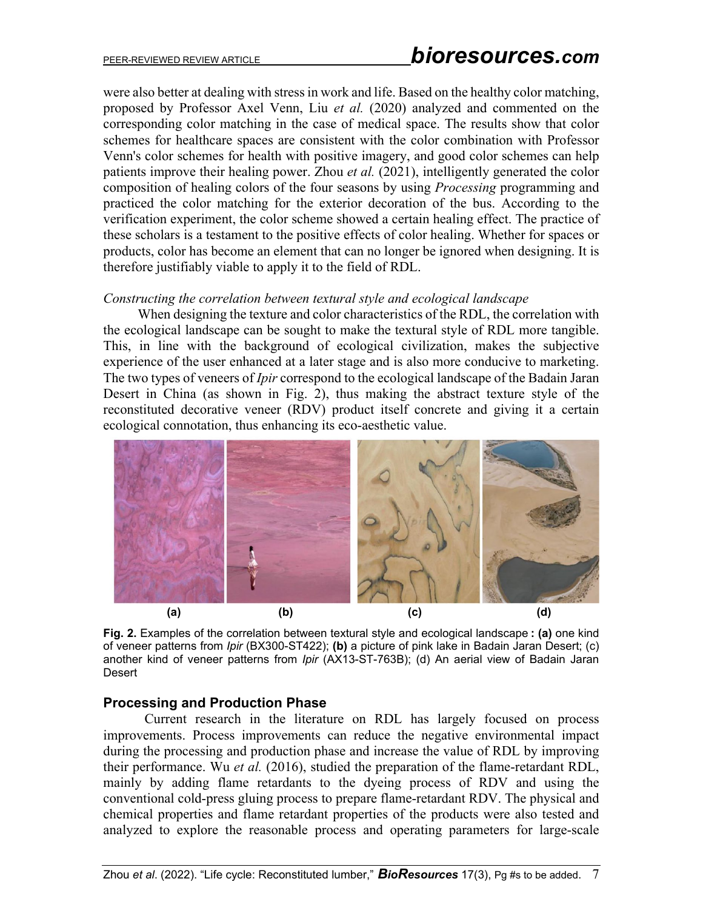were also better at dealing with stress in work and life. Based on the healthy color matching, proposed by Professor Axel Venn, Liu *et al.* (2020) analyzed and commented on the corresponding color matching in the case of medical space. The results show that color schemes for healthcare spaces are consistent with the color combination with Professor Venn's color schemes for health with positive imagery, and good color schemes can help patients improve their healing power. Zhou *et al.* (2021), intelligently generated the color composition of healing colors of the four seasons by using *Processing* programming and practiced the color matching for the exterior decoration of the bus. According to the verification experiment, the color scheme showed a certain healing effect. The practice of these scholars is a testament to the positive effects of color healing. Whether for spaces or products, color has become an element that can no longer be ignored when designing. It is therefore justifiably viable to apply it to the field of RDL.

*Constructing the correlation between textural style and ecological landscape*

When designing the texture and color characteristics of the RDL, the correlation with the ecological landscape can be sought to make the textural style of RDL more tangible. This, in line with the background of ecological civilization, makes the subjective experience of the user enhanced at a later stage and is also more conducive to marketing. The two types of veneers of *Ipir* correspond to the ecological landscape of the Badain Jaran Desert in China (as shown in Fig. 2), thus making the abstract texture style of the reconstituted decorative veneer (RDV) product itself concrete and giving it a certain ecological connotation, thus enhancing its eco-aesthetic value.

**(a)** **(b)** **(c)** **(d)**

**Fig. 2.** Examples of the correlation between textural style and ecological landscape **: (a)** one kind of veneer patterns from *Ipir* (BX300-ST422); **(b)** a picture of pink lake in Badain Jaran Desert; (c) another kind of veneer patterns from *Ipir* (AX13-ST-763B); (d) An aerial view of Badain Jaran Desert

## Processing and Production Phase

Current research in the literature on RDL has largely focused on process improvements. Process improvements can reduce the negative environmental impact during the processing and production phase and increase the value of RDL by improving their performance. Wu *et al.* (2016), studied the preparation of the flame-retardant RDL, mainly by adding flame retardants to the dyeing process of RDV and using the conventional cold-press gluing process to prepare flame-retardant RDV. The physical and chemical properties and flame retardant properties of the products were also tested and analyzed to explore the reasonable process and operating parameters for large-scale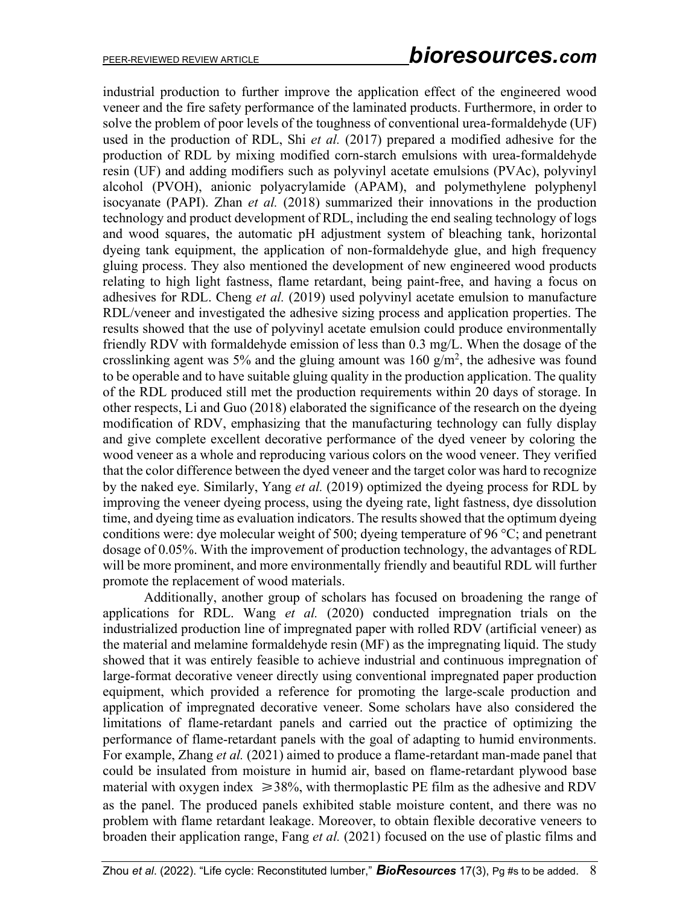industrial production to further improve the application effect of the engineered wood veneer and the fire safety performance of the laminated products. Furthermore, in order to solve the problem of poor levels of the toughness of conventional urea-formaldehyde (UF) used in the production of RDL, Shi *et al.* (2017) prepared a modified adhesive for the production of RDL by mixing modified corn-starch emulsions with urea-formaldehyde resin (UF) and adding modifiers such as polyvinyl acetate emulsions (PVAc), polyvinyl alcohol (PVOH), anionic polyacrylamide (APAM), and polymethylene polyphenyl isocyanate (PAPI). Zhan *et al.* (2018) summarized their innovations in the production technology and product development of RDL, including the end sealing technology of logs and wood squares, the automatic pH adjustment system of bleaching tank, horizontal dyeing tank equipment, the application of non-formaldehyde glue, and high frequency gluing process. They also mentioned the development of new engineered wood products relating to high light fastness, flame retardant, being paint-free, and having a focus on adhesives for RDL. Cheng *et al.* (2019) used polyvinyl acetate emulsion to manufacture RDL/veneer and investigated the adhesive sizing process and application properties. The results showed that the use of polyvinyl acetate emulsion could produce environmentally friendly RDV with formaldehyde emission of less than 0.3 mg/L. When the dosage of the crosslinking agent was 5% and the gluing amount was 160 g/m$^2$, the adhesive was found to be operable and to have suitable gluing quality in the production application. The quality of the RDL produced still met the production requirements within 20 days of storage. In other respects, Li and Guo (2018) elaborated the significance of the research on the dyeing modification of RDV, emphasizing that the manufacturing technology can fully display and give complete excellent decorative performance of the dyed veneer by coloring the wood veneer as a whole and reproducing various colors on the wood veneer. They verified that the color difference between the dyed veneer and the target color was hard to recognize by the naked eye. Similarly, Yang *et al.* (2019) optimized the dyeing process for RDL by improving the veneer dyeing process, using the dyeing rate, light fastness, dye dissolution time, and dyeing time as evaluation indicators. The results showed that the optimum dyeing conditions were: dye molecular weight of 500; dyeing temperature of 96 °C; and penetrant dosage of 0.05%. With the improvement of production technology, the advantages of RDL will be more prominent, and more environmentally friendly and beautiful RDL will further promote the replacement of wood materials.

Additionally, another group of scholars has focused on broadening the range of applications for RDL. Wang *et al.* (2020) conducted impregnation trials on the industrialized production line of impregnated paper with rolled RDV (artificial veneer) as the material and melamine formaldehyde resin (MF) as the impregnating liquid. The study showed that it was entirely feasible to achieve industrial and continuous impregnation of large-format decorative veneer directly using conventional impregnated paper production equipment, which provided a reference for promoting the large-scale production and application of impregnated decorative veneer. Some scholars have also considered the limitations of flame-retardant panels and carried out the practice of optimizing the performance of flame-retardant panels with the goal of adapting to humid environments. For example, Zhang *et al.* (2021) aimed to produce a flame-retardant man-made panel that could be insulated from moisture in humid air, based on flame-retardant plywood base material with oxygen index $\geqslant 38\%$, with thermoplastic PE film as the adhesive and RDV as the panel. The produced panels exhibited stable moisture content, and there was no problem with flame retardant leakage. Moreover, to obtain flexible decorative veneers to broaden their application range, Fang *et al.* (2021) focused on the use of plastic films and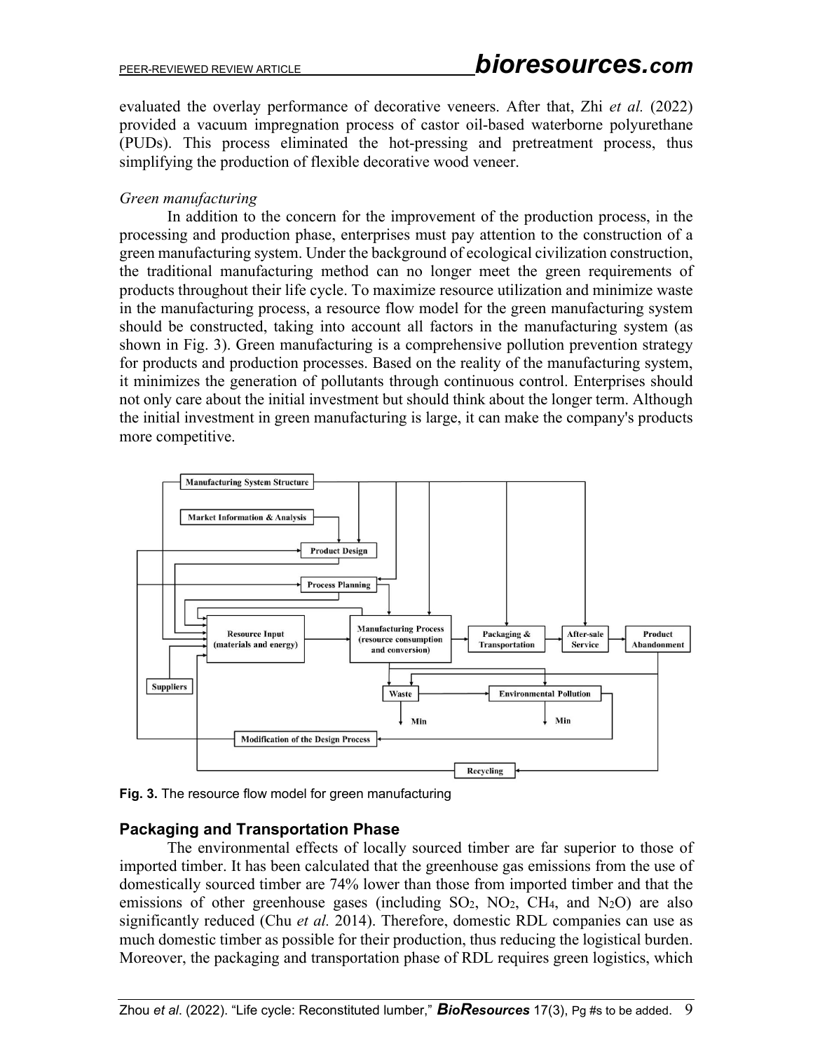evaluated the overlay performance of decorative veneers. After that, Zhi *et al.* (2022) provided a vacuum impregnation process of castor oil-based waterborne polyurethane (PUDs). This process eliminated the hot-pressing and pretreatment process, thus simplifying the production of flexible decorative wood veneer.

*Green manufacturing*

In addition to the concern for the improvement of the production process, in the processing and production phase, enterprises must pay attention to the construction of a green manufacturing system. Under the background of ecological civilization construction, the traditional manufacturing method can no longer meet the green requirements of products throughout their life cycle. To maximize resource utilization and minimize waste in the manufacturing process, a resource flow model for the green manufacturing system should be constructed, taking into account all factors in the manufacturing system (as shown in Fig. 3). Green manufacturing is a comprehensive pollution prevention strategy for products and production processes. Based on the reality of the manufacturing system, it minimizes the generation of pollutants through continuous control. Enterprises should not only care about the initial investment but should think about the longer term. Although the initial investment in green manufacturing is large, it can make the company's products more competitive.

**Fig. 3.** The resource flow model for green manufacturing

## Packaging and Transportation Phase

The environmental effects of locally sourced timber are far superior to those of imported timber. It has been calculated that the greenhouse gas emissions from the use of domestically sourced timber are 74% lower than those from imported timber and that the emissions of other greenhouse gases (including $SO_2$, $NO_2$, $CH_4$, and $N_2O$) are also significantly reduced (Chu *et al.* 2014). Therefore, domestic RDL companies can use as much domestic timber as possible for their production, thus reducing the logistical burden. Moreover, the packaging and transportation phase of RDL requires green logistics, which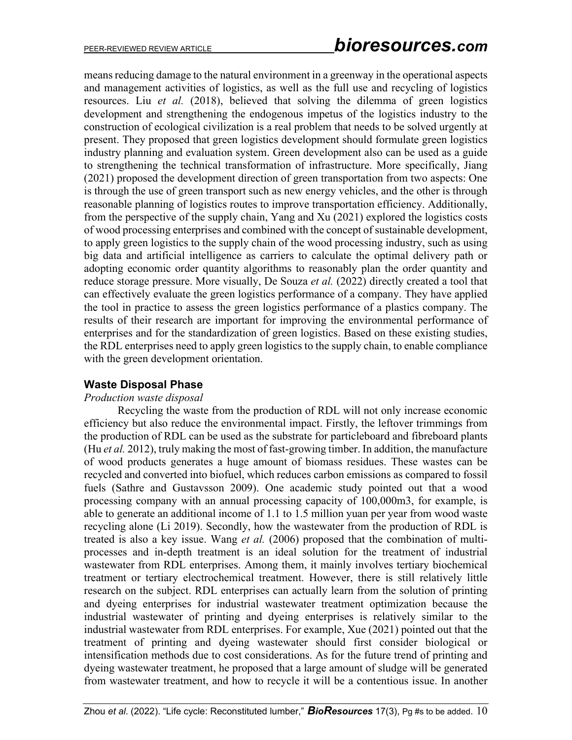means reducing damage to the natural environment in a greenway in the operational aspects and management activities of logistics, as well as the full use and recycling of logistics resources. Liu *et al.* (2018), believed that solving the dilemma of green logistics development and strengthening the endogenous impetus of the logistics industry to the construction of ecological civilization is a real problem that needs to be solved urgently at present. They proposed that green logistics development should formulate green logistics industry planning and evaluation system. Green development also can be used as a guide to strengthening the technical transformation of infrastructure. More specifically, Jiang (2021) proposed the development direction of green transportation from two aspects: One is through the use of green transport such as new energy vehicles, and the other is through reasonable planning of logistics routes to improve transportation efficiency. Additionally, from the perspective of the supply chain, Yang and Xu (2021) explored the logistics costs of wood processing enterprises and combined with the concept of sustainable development, to apply green logistics to the supply chain of the wood processing industry, such as using big data and artificial intelligence as carriers to calculate the optimal delivery path or adopting economic order quantity algorithms to reasonably plan the order quantity and reduce storage pressure. More visually, De Souza *et al.* (2022) directly created a tool that can effectively evaluate the green logistics performance of a company. They have applied the tool in practice to assess the green logistics performance of a plastics company. The results of their research are important for improving the environmental performance of enterprises and for the standardization of green logistics. Based on these existing studies, the RDL enterprises need to apply green logistics to the supply chain, to enable compliance with the green development orientation.

## Waste Disposal Phase

*Production waste disposal*

Recycling the waste from the production of RDL will not only increase economic efficiency but also reduce the environmental impact. Firstly, the leftover trimmings from the production of RDL can be used as the substrate for particleboard and fibreboard plants (Hu *et al.* 2012), truly making the most of fast-growing timber. In addition, the manufacture of wood products generates a huge amount of biomass residues. These wastes can be recycled and converted into biofuel, which reduces carbon emissions as compared to fossil fuels (Sathre and Gustavsson 2009). One academic study pointed out that a wood processing company with an annual processing capacity of 100,000m3, for example, is able to generate an additional income of 1.1 to 1.5 million yuan per year from wood waste recycling alone (Li 2019). Secondly, how the wastewater from the production of RDL is treated is also a key issue. Wang *et al.* (2006) proposed that the combination of multi-processes and in-depth treatment is an ideal solution for the treatment of industrial wastewater from RDL enterprises. Among them, it mainly involves tertiary biochemical treatment or tertiary electrochemical treatment. However, there is still relatively little research on the subject. RDL enterprises can actually learn from the solution of printing and dyeing enterprises for industrial wastewater treatment optimization because the industrial wastewater of printing and dyeing enterprises is relatively similar to the industrial wastewater from RDL enterprises. For example, Xue (2021) pointed out that the treatment of printing and dyeing wastewater should first consider biological or intensification methods due to cost considerations. As for the future trend of printing and dyeing wastewater treatment, he proposed that a large amount of sludge will be generated from wastewater treatment, and how to recycle it will be a contentious issue. In another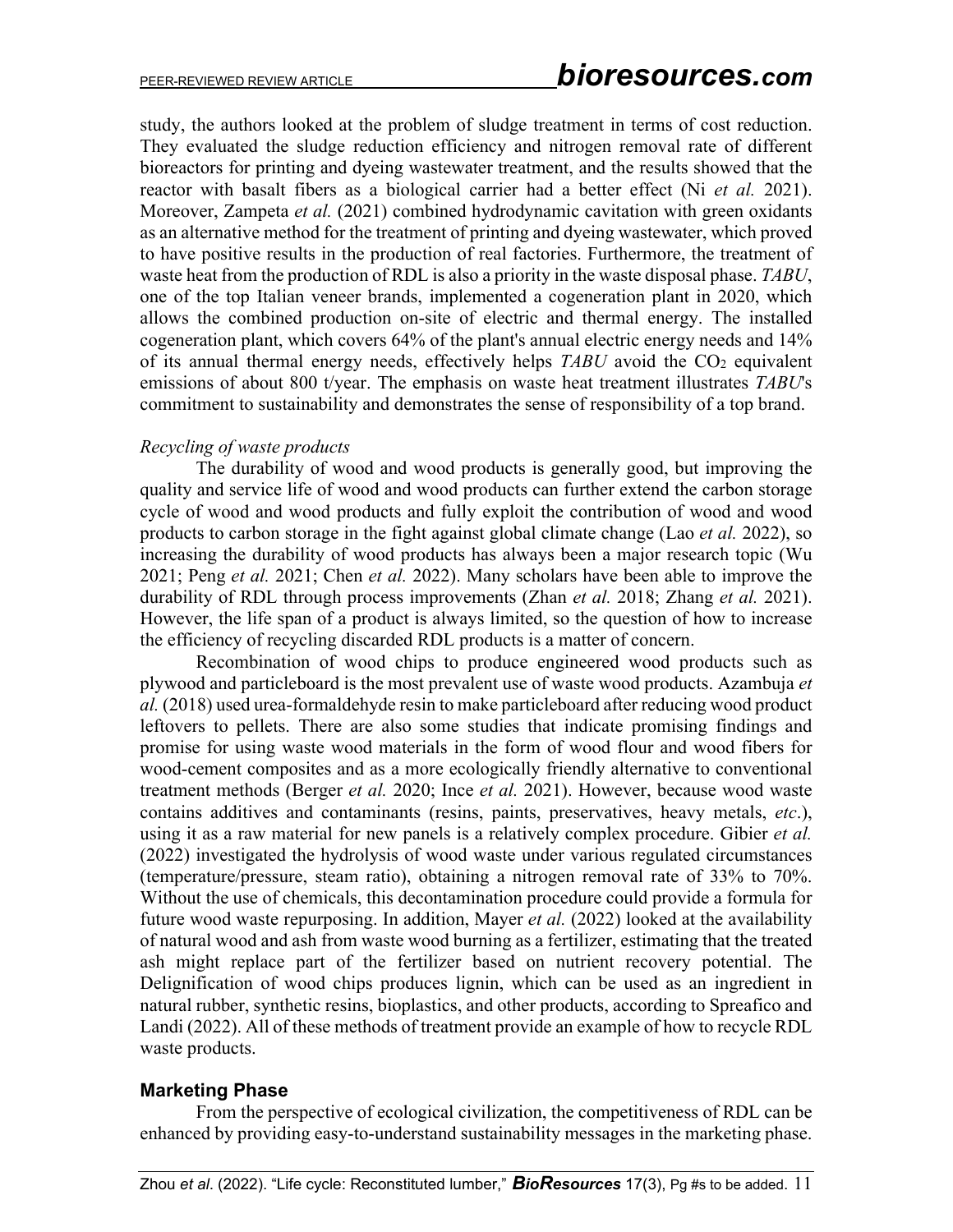study, the authors looked at the problem of sludge treatment in terms of cost reduction. They evaluated the sludge reduction efficiency and nitrogen removal rate of different bioreactors for printing and dyeing wastewater treatment, and the results showed that the reactor with basalt fibers as a biological carrier had a better effect (Ni *et al.* 2021). Moreover, Zampeta *et al.* (2021) combined hydrodynamic cavitation with green oxidants as an alternative method for the treatment of printing and dyeing wastewater, which proved to have positive results in the production of real factories. Furthermore, the treatment of waste heat from the production of RDL is also a priority in the waste disposal phase. *TABU*, one of the top Italian veneer brands, implemented a cogeneration plant in 2020, which allows the combined production on-site of electric and thermal energy. The installed cogeneration plant, which covers 64% of the plant's annual electric energy needs and 14% of its annual thermal energy needs, effectively helps *TABU* avoid the $CO_2$ equivalent emissions of about 800 t/year. The emphasis on waste heat treatment illustrates *TABU*'s commitment to sustainability and demonstrates the sense of responsibility of a top brand.

*Recycling of waste products*

The durability of wood and wood products is generally good, but improving the quality and service life of wood and wood products can further extend the carbon storage cycle of wood and wood products and fully exploit the contribution of wood and wood products to carbon storage in the fight against global climate change (Lao *et al.* 2022), so increasing the durability of wood products has always been a major research topic (Wu 2021; Peng *et al.* 2021; Chen *et al.* 2022). Many scholars have been able to improve the durability of RDL through process improvements (Zhan *et al.* 2018; Zhang *et al.* 2021). However, the life span of a product is always limited, so the question of how to increase the efficiency of recycling discarded RDL products is a matter of concern.

Recombination of wood chips to produce engineered wood products such as plywood and particleboard is the most prevalent use of waste wood products. Azambuja *et al.* (2018) used urea-formaldehyde resin to make particleboard after reducing wood product leftovers to pellets. There are also some studies that indicate promising findings and promise for using waste wood materials in the form of wood flour and wood fibers for wood-cement composites and as a more ecologically friendly alternative to conventional treatment methods (Berger *et al.* 2020; Ince *et al.* 2021). However, because wood waste contains additives and contaminants (resins, paints, preservatives, heavy metals, *etc.*), using it as a raw material for new panels is a relatively complex procedure. Gibier *et al.* (2022) investigated the hydrolysis of wood waste under various regulated circumstances (temperature/pressure, steam ratio), obtaining a nitrogen removal rate of 33% to 70%. Without the use of chemicals, this decontamination procedure could provide a formula for future wood waste repurposing. In addition, Mayer *et al.* (2022) looked at the availability of natural wood and ash from waste wood burning as a fertilizer, estimating that the treated ash might replace part of the fertilizer based on nutrient recovery potential. The Delignification of wood chips produces lignin, which can be used as an ingredient in natural rubber, synthetic resins, bioplastics, and other products, according to Spreafico and Landi (2022). All of these methods of treatment provide an example of how to recycle RDL waste products.

## Marketing Phase

From the perspective of ecological civilization, the competitiveness of RDL can be enhanced by providing easy-to-understand sustainability messages in the marketing phase.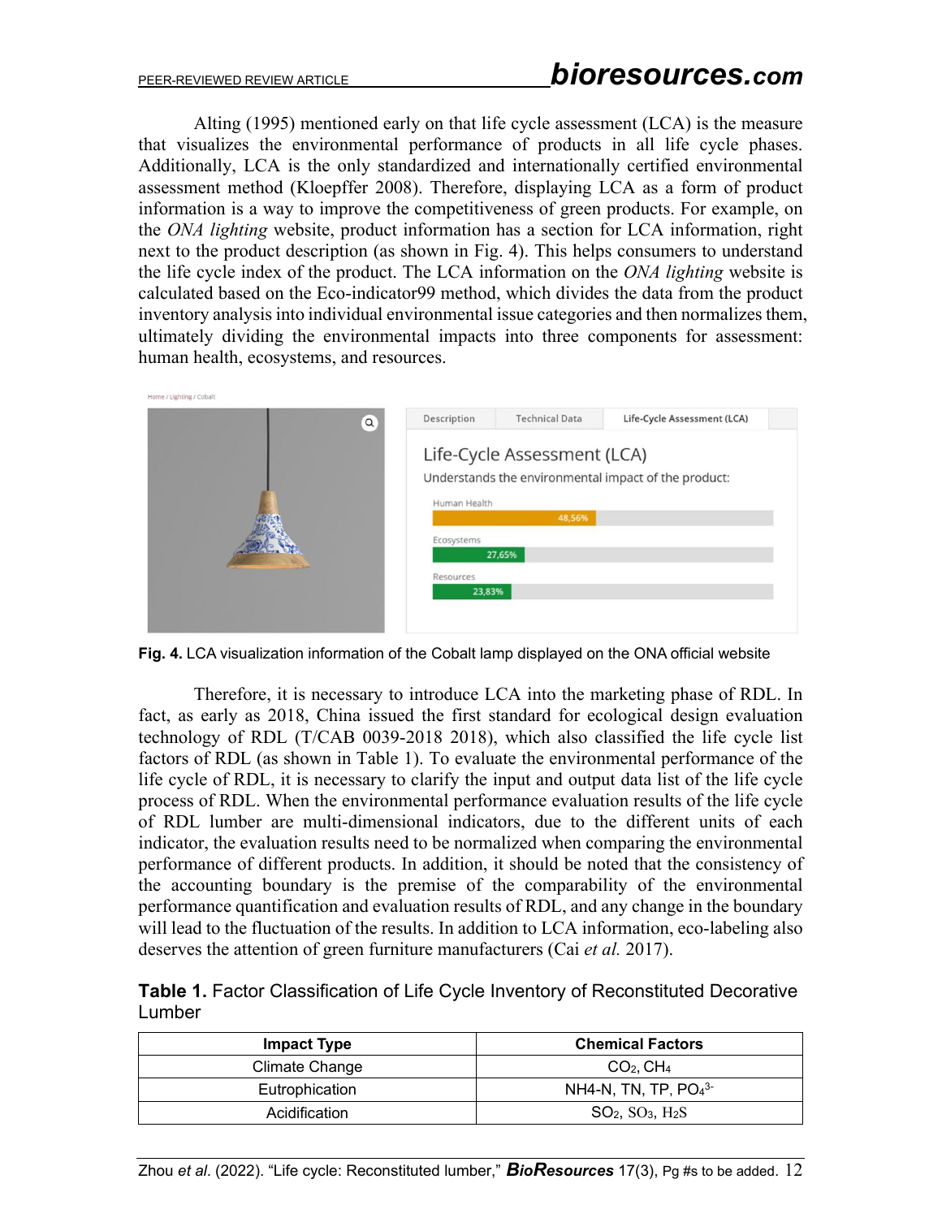Alting (1995) mentioned early on that life cycle assessment (LCA) is the measure that visualizes the environmental performance of products in all life cycle phases. Additionally, LCA is the only standardized and internationally certified environmental assessment method (Kloepffer 2008). Therefore, displaying LCA as a form of product information is a way to improve the competitiveness of green products. For example, on the *ONA lighting* website, product information has a section for LCA information, right next to the product description (as shown in Fig. 4). This helps consumers to understand the life cycle index of the product. The LCA information on the *ONA lighting* website is calculated based on the Eco-indicator99 method, which divides the data from the product inventory analysis into individual environmental issue categories and then normalizes them, ultimately dividing the environmental impacts into three components for assessment: human health, ecosystems, and resources.

**Fig. 4.** LCA visualization information of the Cobalt lamp displayed on the ONA official website

Therefore, it is necessary to introduce LCA into the marketing phase of RDL. In fact, as early as 2018, China issued the first standard for ecological design evaluation technology of RDL (T/CAB 0039-2018 2018), which also classified the life cycle list factors of RDL (as shown in Table 1). To evaluate the environmental performance of the life cycle of RDL, it is necessary to clarify the input and output data list of the life cycle process of RDL. When the environmental performance evaluation results of the life cycle of RDL lumber are multi-dimensional indicators, due to the different units of each indicator, the evaluation results need to be normalized when comparing the environmental performance of different products. In addition, it should be noted that the consistency of the accounting boundary is the premise of the comparability of the environmental performance quantification and evaluation results of RDL, and any change in the boundary will lead to the fluctuation of the results. In addition to LCA information, eco-labeling also deserves the attention of green furniture manufacturers (Cai *et al.* 2017).

**Table 1.** Factor Classification of Life Cycle Inventory of Reconstituted Decorative Lumber

| Impact Type | Chemical Factors |
|---|---|
| Climate Change | $CO_2$, $CH_4$ |
| Eutrophication | NH4-N, TN, TP, $PO_4^{3-}$ |
| Acidification | $SO_2$, $SO_3$, $H_2S$ |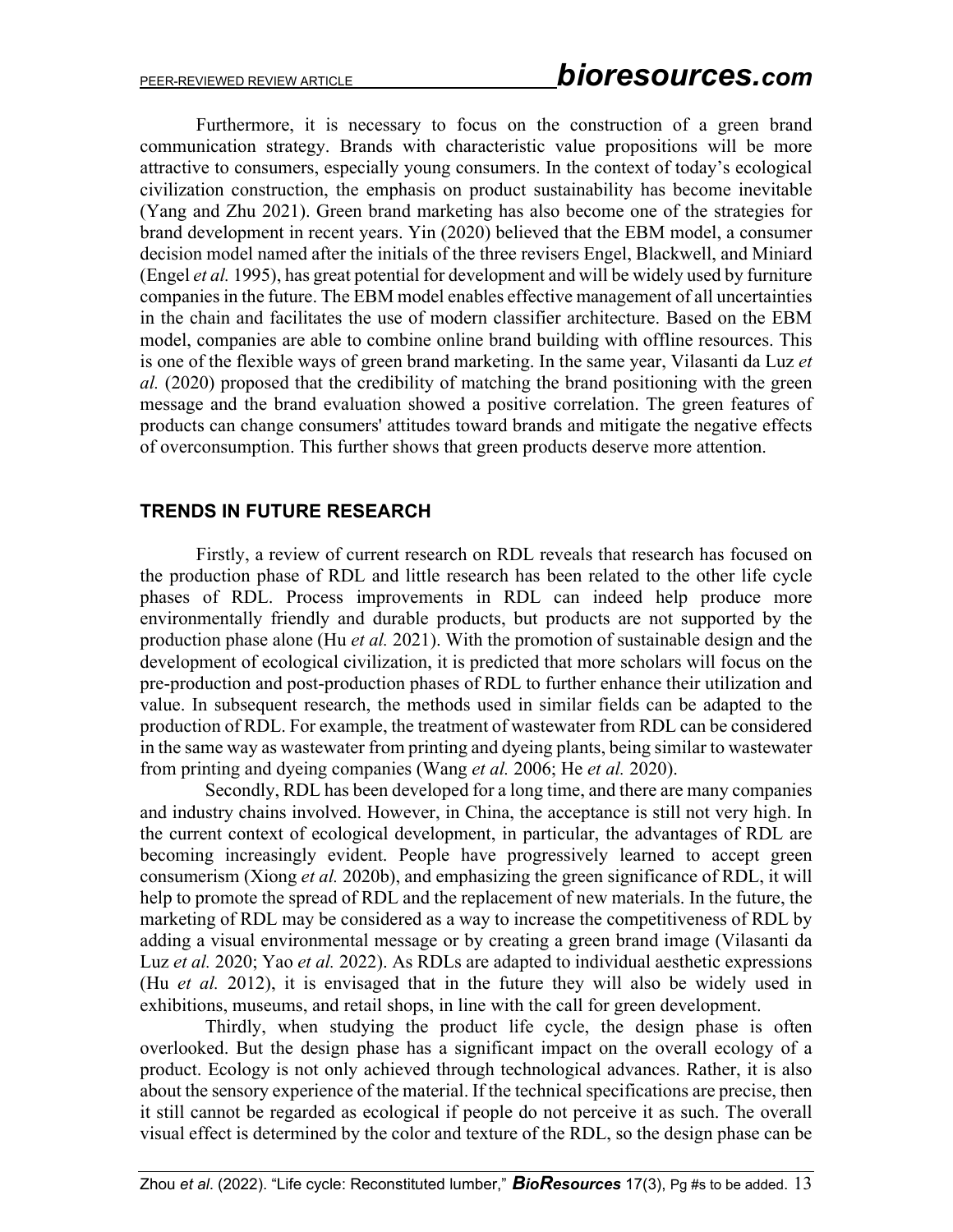Furthermore, it is necessary to focus on the construction of a green brand communication strategy. Brands with characteristic value propositions will be more attractive to consumers, especially young consumers. In the context of today's ecological civilization construction, the emphasis on product sustainability has become inevitable (Yang and Zhu 2021). Green brand marketing has also become one of the strategies for brand development in recent years. Yin (2020) believed that the EBM model, a consumer decision model named after the initials of the three revisers Engel, Blackwell, and Miniard (Engel *et al.* 1995), has great potential for development and will be widely used by furniture companies in the future. The EBM model enables effective management of all uncertainties in the chain and facilitates the use of modern classifier architecture. Based on the EBM model, companies are able to combine online brand building with offline resources. This is one of the flexible ways of green brand marketing. In the same year, Vilasanti da Luz *et al.* (2020) proposed that the credibility of matching the brand positioning with the green message and the brand evaluation showed a positive correlation. The green features of products can change consumers' attitudes toward brands and mitigate the negative effects of overconsumption. This further shows that green products deserve more attention.

## TRENDS IN FUTURE RESEARCH

Firstly, a review of current research on RDL reveals that research has focused on the production phase of RDL and little research has been related to the other life cycle phases of RDL. Process improvements in RDL can indeed help produce more environmentally friendly and durable products, but products are not supported by the production phase alone (Hu *et al.* 2021). With the promotion of sustainable design and the development of ecological civilization, it is predicted that more scholars will focus on the pre-production and post-production phases of RDL to further enhance their utilization and value. In subsequent research, the methods used in similar fields can be adapted to the production of RDL. For example, the treatment of wastewater from RDL can be considered in the same way as wastewater from printing and dyeing plants, being similar to wastewater from printing and dyeing companies (Wang *et al.* 2006; He *et al.* 2020).

Secondly, RDL has been developed for a long time, and there are many companies and industry chains involved. However, in China, the acceptance is still not very high. In the current context of ecological development, in particular, the advantages of RDL are becoming increasingly evident. People have progressively learned to accept green consumerism (Xiong *et al.* 2020b), and emphasizing the green significance of RDL, it will help to promote the spread of RDL and the replacement of new materials. In the future, the marketing of RDL may be considered as a way to increase the competitiveness of RDL by adding a visual environmental message or by creating a green brand image (Vilasanti da Luz *et al.* 2020; Yao *et al.* 2022). As RDLs are adapted to individual aesthetic expressions (Hu *et al.* 2012), it is envisaged that in the future they will also be widely used in exhibitions, museums, and retail shops, in line with the call for green development.

Thirdly, when studying the product life cycle, the design phase is often overlooked. But the design phase has a significant impact on the overall ecology of a product. Ecology is not only achieved through technological advances. Rather, it is also about the sensory experience of the material. If the technical specifications are precise, then it still cannot be regarded as ecological if people do not perceive it as such. The overall visual effect is determined by the color and texture of the RDL, so the design phase can be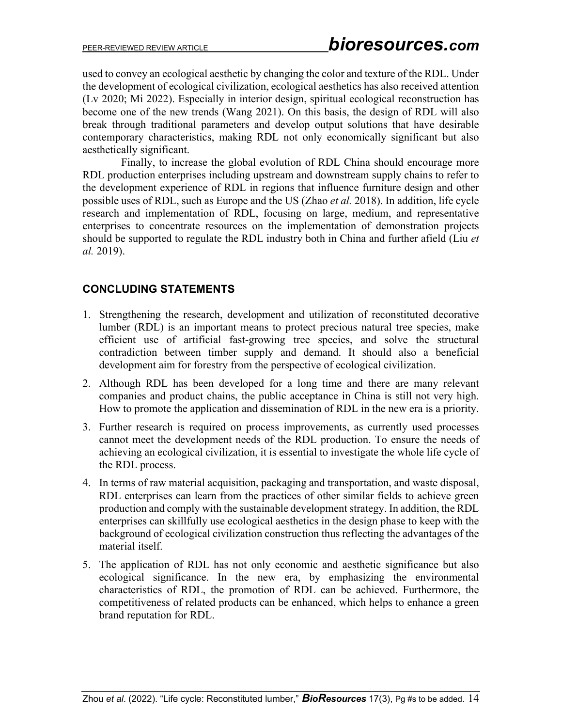used to convey an ecological aesthetic by changing the color and texture of the RDL. Under the development of ecological civilization, ecological aesthetics has also received attention (Lv 2020; Mi 2022). Especially in interior design, spiritual ecological reconstruction has become one of the new trends (Wang 2021). On this basis, the design of RDL will also break through traditional parameters and develop output solutions that have desirable contemporary characteristics, making RDL not only economically significant but also aesthetically significant.

Finally, to increase the global evolution of RDL China should encourage more RDL production enterprises including upstream and downstream supply chains to refer to the development experience of RDL in regions that influence furniture design and other possible uses of RDL, such as Europe and the US (Zhao *et al.* 2018). In addition, life cycle research and implementation of RDL, focusing on large, medium, and representative enterprises to concentrate resources on the implementation of demonstration projects should be supported to regulate the RDL industry both in China and further afield (Liu *et al.* 2019).

## CONCLUDING STATEMENTS

1. Strengthening the research, development and utilization of reconstituted decorative lumber (RDL) is an important means to protect precious natural tree species, make efficient use of artificial fast-growing tree species, and solve the structural contradiction between timber supply and demand. It should also a beneficial development aim for forestry from the perspective of ecological civilization.
2. Although RDL has been developed for a long time and there are many relevant companies and product chains, the public acceptance in China is still not very high. How to promote the application and dissemination of RDL in the new era is a priority.
3. Further research is required on process improvements, as currently used processes cannot meet the development needs of the RDL production. To ensure the needs of achieving an ecological civilization, it is essential to investigate the whole life cycle of the RDL process.
4. In terms of raw material acquisition, packaging and transportation, and waste disposal, RDL enterprises can learn from the practices of other similar fields to achieve green production and comply with the sustainable development strategy. In addition, the RDL enterprises can skillfully use ecological aesthetics in the design phase to keep with the background of ecological civilization construction thus reflecting the advantages of the material itself.
5. The application of RDL has not only economic and aesthetic significance but also ecological significance. In the new era, by emphasizing the environmental characteristics of RDL, the promotion of RDL can be achieved. Furthermore, the competitiveness of related products can be enhanced, which helps to enhance a green brand reputation for RDL.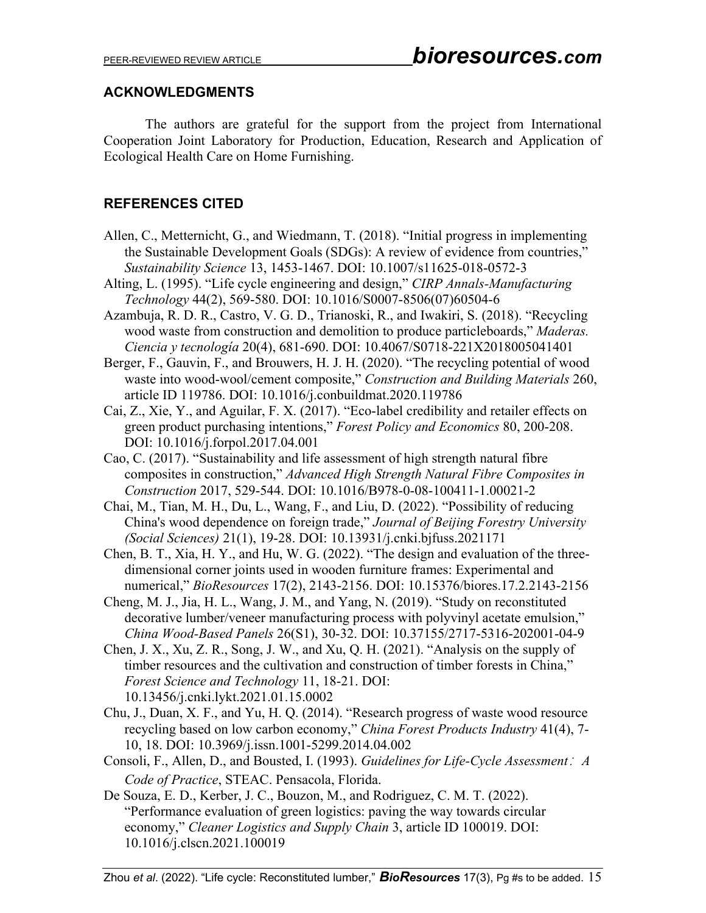## ACKNOWLEDGMENTS

The authors are grateful for the support from the project from International Cooperation Joint Laboratory for Production, Education, Research and Application of Ecological Health Care on Home Furnishing.

## REFERENCES CITED

Allen, C., Metternicht, G., and Wiedmann, T. (2018). "Initial progress in implementing the Sustainable Development Goals (SDGs): A review of evidence from countries," *Sustainability Science* 13, 1453-1467. DOI: 10.1007/s11625-018-0572-3

Alting, L. (1995). "Life cycle engineering and design," *CIRP Annals-Manufacturing Technology* 44(2), 569-580. DOI: 10.1016/S0007-8506(07)60504-6

Azambuja, R. D. R., Castro, V. G. D., Trianoski, R., and Iwakiri, S. (2018). "Recycling wood waste from construction and demolition to produce particleboards," *Maderas. Ciencia y tecnología* 20(4), 681-690. DOI: 10.4067/S0718-221X2018005041401

Berger, F., Gauvin, F., and Brouwers, H. J. H. (2020). "The recycling potential of wood waste into wood-wool/cement composite," *Construction and Building Materials* 260, article ID 119786. DOI: 10.1016/j.conbuildmat.2020.119786

Cai, Z., Xie, Y., and Aguilar, F. X. (2017). "Eco-label credibility and retailer effects on green product purchasing intentions," *Forest Policy and Economics* 80, 200-208. DOI: 10.1016/j.forpol.2017.04.001

Cao, C. (2017). "Sustainability and life assessment of high strength natural fibre composites in construction," *Advanced High Strength Natural Fibre Composites in Construction* 2017, 529-544. DOI: 10.1016/B978-0-08-100411-1.00021-2

Chai, M., Tian, M. H., Du, L., Wang, F., and Liu, D. (2022). "Possibility of reducing China's wood dependence on foreign trade," *Journal of Beijing Forestry University (Social Sciences)* 21(1), 19-28. DOI: 10.13931/j.cnki.bjfuss.2021171

Chen, B. T., Xia, H. Y., and Hu, W. G. (2022). "The design and evaluation of the three-dimensional corner joints used in wooden furniture frames: Experimental and numerical," *BioResources* 17(2), 2143-2156. DOI: 10.15376/biores.17.2.2143-2156

Cheng, M. J., Jia, H. L., Wang, J. M., and Yang, N. (2019). "Study on reconstituted decorative lumber/veneer manufacturing process with polyvinyl acetate emulsion," *China Wood-Based Panels* 26(S1), 30-32. DOI: 10.37155/2717-5316-202001-04-9

Chen, J. X., Xu, Z. R., Song, J. W., and Xu, Q. H. (2021). "Analysis on the supply of timber resources and the cultivation and construction of timber forests in China," *Forest Science and Technology* 11, 18-21. DOI: 10.13456/j.cnki.lykt.2021.01.15.0002

Chu, J., Duan, X. F., and Yu, H. Q. (2014). "Research progress of waste wood resource recycling based on low carbon economy," *China Forest Products Industry* 41(4), 7-10, 18. DOI: 10.3969/j.issn.1001-5299.2014.04.002

Consoli, F., Allen, D., and Bousted, I. (1993). *Guidelines for Life-Cycle Assessment: A Code of Practice*, STEAC. Pensacola, Florida.

De Souza, E. D., Kerber, J. C., Bouzon, M., and Rodriguez, C. M. T. (2022). "Performance evaluation of green logistics: paving the way towards circular economy," *Cleaner Logistics and Supply Chain* 3, article ID 100019. DOI: 10.1016/j.clscn.2021.100019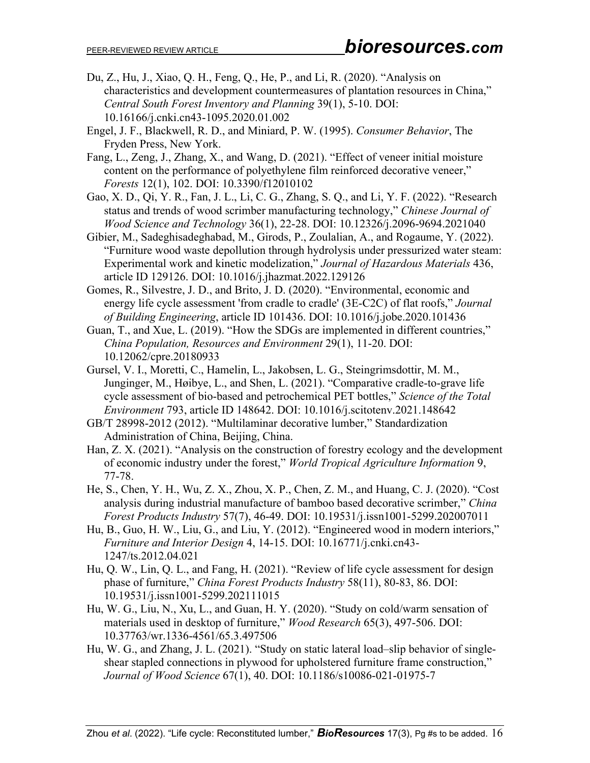Du, Z., Hu, J., Xiao, Q. H., Feng, Q., He, P., and Li, R. (2020). "Analysis on characteristics and development countermeasures of plantation resources in China," *Central South Forest Inventory and Planning* 39(1), 5-10. DOI: 10.16166/j.cnki.cn43-1095.2020.01.002

Engel, J. F., Blackwell, R. D., and Miniard, P. W. (1995). *Consumer Behavior*, The Fryden Press, New York.

Fang, L., Zeng, J., Zhang, X., and Wang, D. (2021). "Effect of veneer initial moisture content on the performance of polyethylene film reinforced decorative veneer," *Forests* 12(1), 102. DOI: 10.3390/f12010102

Gao, X. D., Qi, Y. R., Fan, J. L., Li, C. G., Zhang, S. Q., and Li, Y. F. (2022). "Research status and trends of wood scrimber manufacturing technology," *Chinese Journal of Wood Science and Technology* 36(1), 22-28. DOI: 10.12326/j.2096-9694.2021040

Gibier, M., Sadeghisadeghabad, M., Girods, P., Zoulalian, A., and Rogaume, Y. (2022). "Furniture wood waste depollution through hydrolysis under pressurized water steam: Experimental work and kinetic modelization," *Journal of Hazardous Materials* 436, article ID 129126. DOI: 10.1016/j.jhazmat.2022.129126

Gomes, R., Silvestre, J. D., and Brito, J. D. (2020). "Environmental, economic and energy life cycle assessment 'from cradle to cradle' (3E-C2C) of flat roofs," *Journal of Building Engineering*, article ID 101436. DOI: 10.1016/j.jobe.2020.101436

Guan, T., and Xue, L. (2019). "How the SDGs are implemented in different countries," *China Population, Resources and Environment* 29(1), 11-20. DOI: 10.12062/cpre.20180933

Gursel, V. I., Moretti, C., Hamelin, L., Jakobsen, L. G., Steingrimsdottir, M. M., Junginger, M., Høibye, L., and Shen, L. (2021). "Comparative cradle-to-grave life cycle assessment of bio-based and petrochemical PET bottles," *Science of the Total Environment* 793, article ID 148642. DOI: 10.1016/j.scitotenv.2021.148642

GB/T 28998-2012 (2012). "Multilaminar decorative lumber," Standardization Administration of China, Beijing, China.

Han, Z. X. (2021). "Analysis on the construction of forestry ecology and the development of economic industry under the forest," *World Tropical Agriculture Information* 9, 77-78.

He, S., Chen, Y. H., Wu, Z. X., Zhou, X. P., Chen, Z. M., and Huang, C. J. (2020). "Cost analysis during industrial manufacture of bamboo based decorative scrimber," *China Forest Products Industry* 57(7), 46-49. DOI: 10.19531/j.issn1001-5299.202007011

Hu, B., Guo, H. W., Liu, G., and Liu, Y. (2012). "Engineered wood in modern interiors," *Furniture and Interior Design* 4, 14-15. DOI: 10.16771/j.cnki.cn43-1247/ts.2012.04.021

Hu, Q. W., Lin, Q. L., and Fang, H. (2021). "Review of life cycle assessment for design phase of furniture," *China Forest Products Industry* 58(11), 80-83, 86. DOI: 10.19531/j.issn1001-5299.202111015

Hu, W. G., Liu, N., Xu, L., and Guan, H. Y. (2020). "Study on cold/warm sensation of materials used in desktop of furniture," *Wood Research* 65(3), 497-506. DOI: 10.37763/wr.1336-4561/65.3.497506

Hu, W. G., and Zhang, J. L. (2021). "Study on static lateral load–slip behavior of single-shear stapled connections in plywood for upholstered furniture frame construction," *Journal of Wood Science* 67(1), 40. DOI: 10.1186/s10086-021-01975-7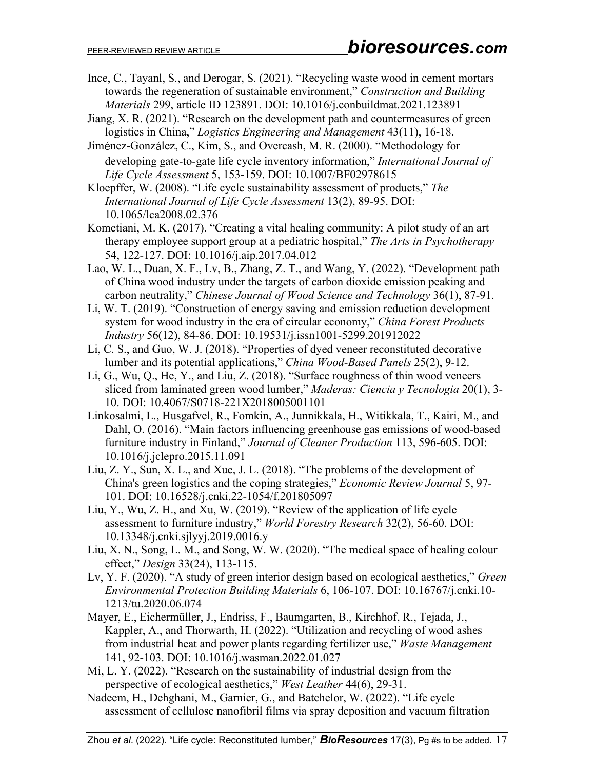Ince, C., Tayanl, S., and Derogar, S. (2021). "Recycling waste wood in cement mortars towards the regeneration of sustainable environment," *Construction and Building Materials* 299, article ID 123891. DOI: 10.1016/j.conbuildmat.2021.123891

Jiang, X. R. (2021). "Research on the development path and countermeasures of green logistics in China," *Logistics Engineering and Management* 43(11), 16-18.

Jiménez-González, C., Kim, S., and Overcash, M. R. (2000). "Methodology for developing gate-to-gate life cycle inventory information," *International Journal of Life Cycle Assessment* 5, 153-159. DOI: 10.1007/BF02978615

Kloepffer, W. (2008). "Life cycle sustainability assessment of products," *The International Journal of Life Cycle Assessment* 13(2), 89-95. DOI: 10.1065/lca2008.02.376

Kometiani, M. K. (2017). "Creating a vital healing community: A pilot study of an art therapy employee support group at a pediatric hospital," *The Arts in Psychotherapy* 54, 122-127. DOI: 10.1016/j.aip.2017.04.012

Lao, W. L., Duan, X. F., Lv, B., Zhang, Z. T., and Wang, Y. (2022). "Development path of China wood industry under the targets of carbon dioxide emission peaking and carbon neutrality," *Chinese Journal of Wood Science and Technology* 36(1), 87-91.

Li, W. T. (2019). "Construction of energy saving and emission reduction development system for wood industry in the era of circular economy," *China Forest Products Industry* 56(12), 84-86. DOI: 10.19531/j.issn1001-5299.201912022

Li, C. S., and Guo, W. J. (2018). "Properties of dyed veneer reconstituted decorative lumber and its potential applications," *China Wood-Based Panels* 25(2), 9-12.

Li, G., Wu, Q., He, Y., and Liu, Z. (2018). "Surface roughness of thin wood veneers sliced from laminated green wood lumber," *Maderas: Ciencia y Tecnologia* 20(1), 3-10. DOI: 10.4067/S0718-221X2018005001101

Linkosalmi, L., Husgafvel, R., Fomkin, A., Junnikkala, H., Witikkala, T., Kairi, M., and Dahl, O. (2016). "Main factors influencing greenhouse gas emissions of wood-based furniture industry in Finland," *Journal of Cleaner Production* 113, 596-605. DOI: 10.1016/j.jclepro.2015.11.091

Liu, Z. Y., Sun, X. L., and Xue, J. L. (2018). "The problems of the development of China's green logistics and the coping strategies," *Economic Review Journal* 5, 97-101. DOI: 10.16528/j.cnki.22-1054/f.201805097

Liu, Y., Wu, Z. H., and Xu, W. (2019). "Review of the application of life cycle assessment to furniture industry," *World Forestry Research* 32(2), 56-60. DOI: 10.13348/j.cnki.sjlyyj.2019.0016.y

Liu, X. N., Song, L. M., and Song, W. W. (2020). "The medical space of healing colour effect," *Design* 33(24), 113-115.

Lv, Y. F. (2020). "A study of green interior design based on ecological aesthetics," *Green Environmental Protection Building Materials* 6, 106-107. DOI: 10.16767/j.cnki.10-1213/tu.2020.06.074

Mayer, E., Eichermüller, J., Endriss, F., Baumgarten, B., Kirchhof, R., Tejada, J., Kappler, A., and Thorwarth, H. (2022). "Utilization and recycling of wood ashes from industrial heat and power plants regarding fertilizer use," *Waste Management* 141, 92-103. DOI: 10.1016/j.wasman.2022.01.027

Mi, L. Y. (2022). "Research on the sustainability of industrial design from the perspective of ecological aesthetics," *West Leather* 44(6), 29-31.

Nadeem, H., Dehghani, M., Garnier, G., and Batchelor, W. (2022). "Life cycle assessment of cellulose nanofibril films via spray deposition and vacuum filtration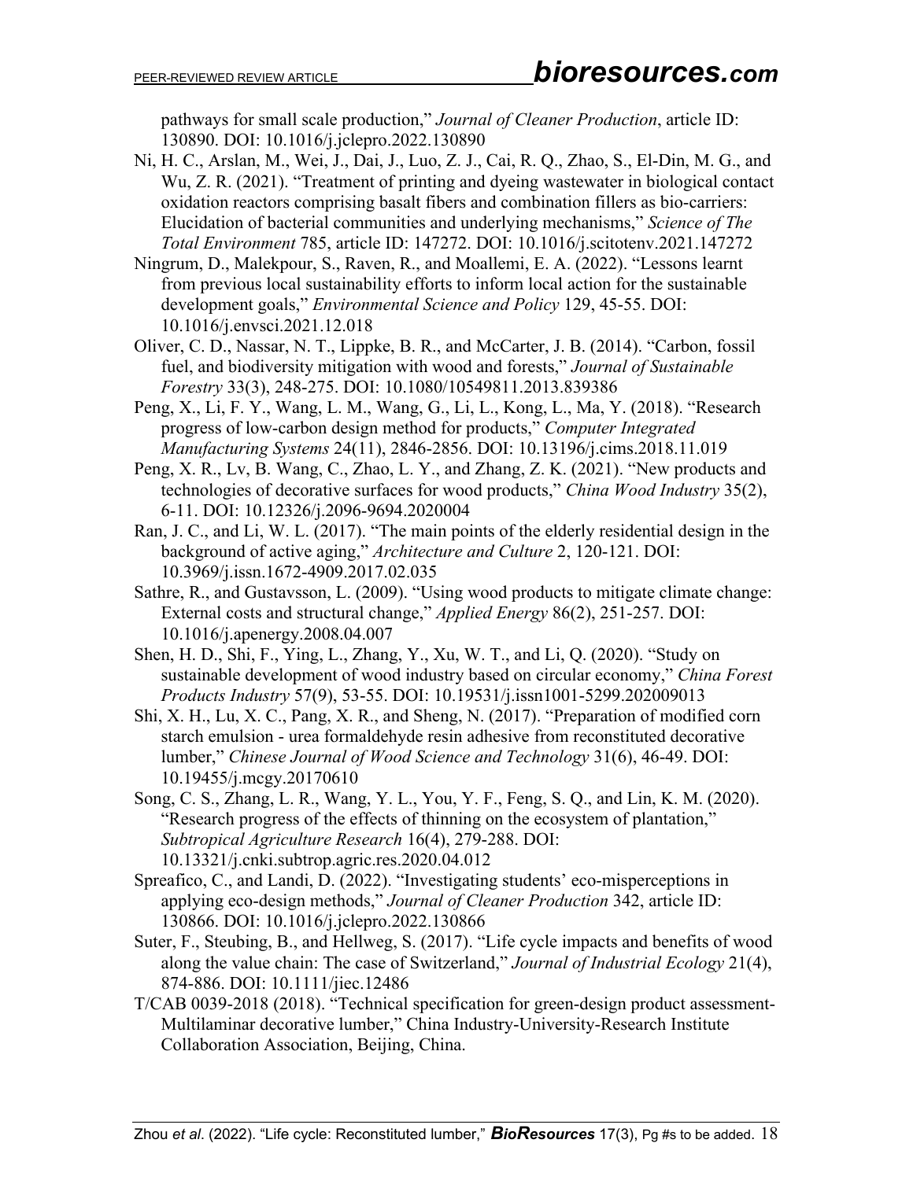pathways for small scale production," *Journal of Cleaner Production*, article ID: 130890. DOI: 10.1016/j.jclepro.2022.130890

Ni, H. C., Arslan, M., Wei, J., Dai, J., Luo, Z. J., Cai, R. Q., Zhao, S., El-Din, M. G., and Wu, Z. R. (2021). "Treatment of printing and dyeing wastewater in biological contact oxidation reactors comprising basalt fibers and combination fillers as bio-carriers: Elucidation of bacterial communities and underlying mechanisms," *Science of The Total Environment* 785, article ID: 147272. DOI: 10.1016/j.scitotenv.2021.147272

Ningrum, D., Malekpour, S., Raven, R., and Moallemi, E. A. (2022). "Lessons learnt from previous local sustainability efforts to inform local action for the sustainable development goals," *Environmental Science and Policy* 129, 45-55. DOI: 10.1016/j.envsci.2021.12.018

Oliver, C. D., Nassar, N. T., Lippke, B. R., and McCarter, J. B. (2014). "Carbon, fossil fuel, and biodiversity mitigation with wood and forests," *Journal of Sustainable Forestry* 33(3), 248-275. DOI: 10.1080/10549811.2013.839386

Peng, X., Li, F. Y., Wang, L. M., Wang, G., Li, L., Kong, L., Ma, Y. (2018). "Research progress of low-carbon design method for products," *Computer Integrated Manufacturing Systems* 24(11), 2846-2856. DOI: 10.13196/j.cims.2018.11.019

Peng, X. R., Lv, B. Wang, C., Zhao, L. Y., and Zhang, Z. K. (2021). "New products and technologies of decorative surfaces for wood products," *China Wood Industry* 35(2), 6-11. DOI: 10.12326/j.2096-9694.2020004

Ran, J. C., and Li, W. L. (2017). "The main points of the elderly residential design in the background of active aging," *Architecture and Culture* 2, 120-121. DOI: 10.3969/j.issn.1672-4909.2017.02.035

Sathre, R., and Gustavsson, L. (2009). "Using wood products to mitigate climate change: External costs and structural change," *Applied Energy* 86(2), 251-257. DOI: 10.1016/j.apenergy.2008.04.007

Shen, H. D., Shi, F., Ying, L., Zhang, Y., Xu, W. T., and Li, Q. (2020). "Study on sustainable development of wood industry based on circular economy," *China Forest Products Industry* 57(9), 53-55. DOI: 10.19531/j.issn1001-5299.202009013

Shi, X. H., Lu, X. C., Pang, X. R., and Sheng, N. (2017). "Preparation of modified corn starch emulsion - urea formaldehyde resin adhesive from reconstituted decorative lumber," *Chinese Journal of Wood Science and Technology* 31(6), 46-49. DOI: 10.19455/j.mcgy.20170610

Song, C. S., Zhang, L. R., Wang, Y. L., You, Y. F., Feng, S. Q., and Lin, K. M. (2020). "Research progress of the effects of thinning on the ecosystem of plantation," *Subtropical Agriculture Research* 16(4), 279-288. DOI: 10.13321/j.cnki.subtrop.agric.res.2020.04.012

Spreafico, C., and Landi, D. (2022). "Investigating students' eco-misperceptions in applying eco-design methods," *Journal of Cleaner Production* 342, article ID: 130866. DOI: 10.1016/j.jclepro.2022.130866

Suter, F., Steubing, B., and Hellweg, S. (2017). "Life cycle impacts and benefits of wood along the value chain: The case of Switzerland," *Journal of Industrial Ecology* 21(4), 874-886. DOI: 10.1111/jiec.12486

T/CAB 0039-2018 (2018). "Technical specification for green-design product assessment-Multilaminar decorative lumber," China Industry-University-Research Institute Collaboration Association, Beijing, China.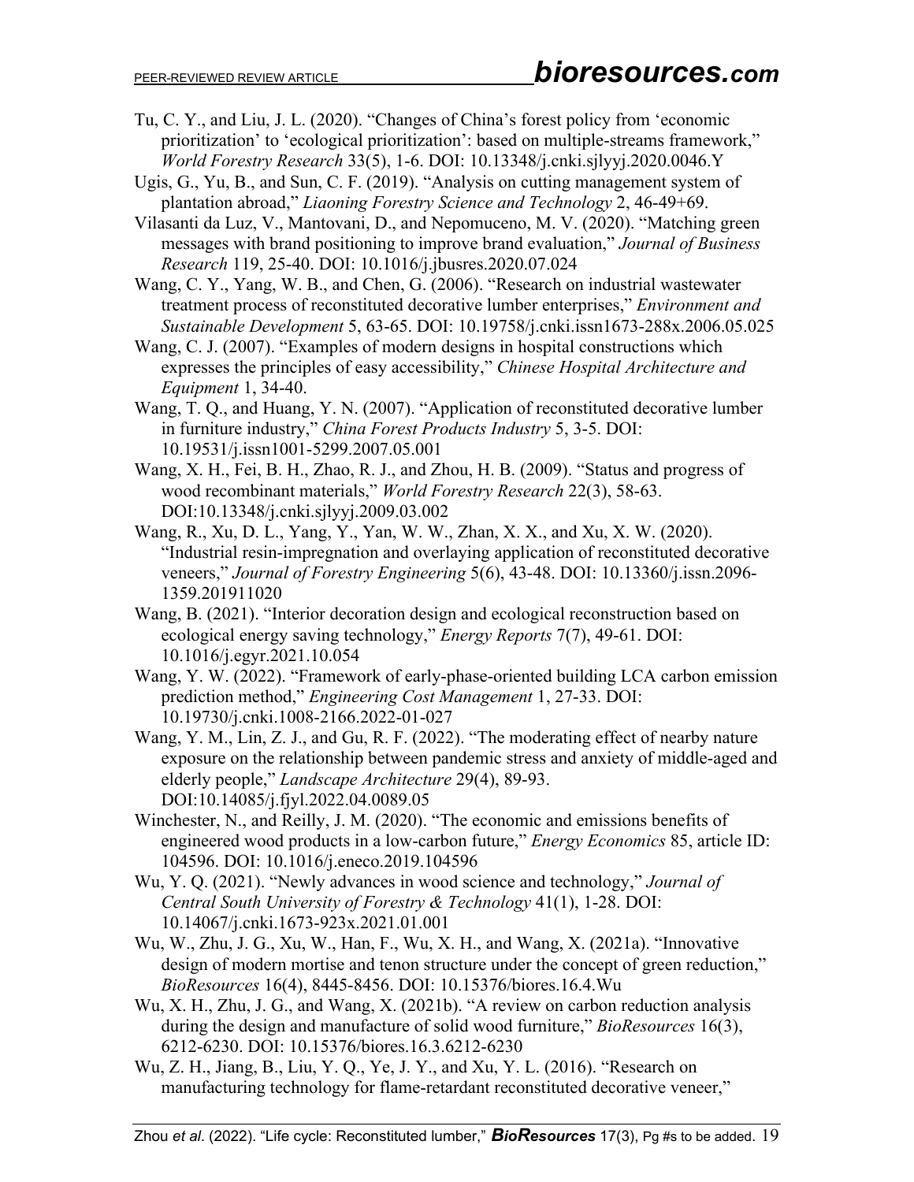Tu, C. Y., and Liu, J. L. (2020). "Changes of China's forest policy from 'economic prioritization' to 'ecological prioritization': based on multiple-streams framework," *World Forestry Research* 33(5), 1-6. DOI: 10.13348/j.cnki.sjlyyj.2020.0046.Y

Ugis, G., Yu, B., and Sun, C. F. (2019). "Analysis on cutting management system of plantation abroad," *Liaoning Forestry Science and Technology* 2, 46-49+69.

Vilasanti da Luz, V., Mantovani, D., and Nepomuceno, M. V. (2020). "Matching green messages with brand positioning to improve brand evaluation," *Journal of Business Research* 119, 25-40. DOI: 10.1016/j.jbusres.2020.07.024

Wang, C. Y., Yang, W. B., and Chen, G. (2006). "Research on industrial wastewater treatment process of reconstituted decorative lumber enterprises," *Environment and Sustainable Development* 5, 63-65. DOI: 10.19758/j.cnki.issn1673-288x.2006.05.025

Wang, C. J. (2007). "Examples of modern designs in hospital constructions which expresses the principles of easy accessibility," *Chinese Hospital Architecture and Equipment* 1, 34-40.

Wang, T. Q., and Huang, Y. N. (2007). "Application of reconstituted decorative lumber in furniture industry," *China Forest Products Industry* 5, 3-5. DOI: 10.19531/j.issn1001-5299.2007.05.001

Wang, X. H., Fei, B. H., Zhao, R. J., and Zhou, H. B. (2009). "Status and progress of wood recombinant materials," *World Forestry Research* 22(3), 58-63. DOI:10.13348/j.cnki.sjlyyj.2009.03.002

Wang, R., Xu, D. L., Yang, Y., Yan, W. W., Zhan, X. X., and Xu, X. W. (2020). "Industrial resin-impregnation and overlaying application of reconstituted decorative veneers," *Journal of Forestry Engineering* 5(6), 43-48. DOI: 10.13360/j.issn.2096-1359.201911020

Wang, B. (2021). "Interior decoration design and ecological reconstruction based on ecological energy saving technology," *Energy Reports* 7(7), 49-61. DOI: 10.1016/j.egyr.2021.10.054

Wang, Y. W. (2022). "Framework of early-phase-oriented building LCA carbon emission prediction method," *Engineering Cost Management* 1, 27-33. DOI: 10.19730/j.cnki.1008-2166.2022-01-027

Wang, Y. M., Lin, Z. J., and Gu, R. F. (2022). "The moderating effect of nearby nature exposure on the relationship between pandemic stress and anxiety of middle-aged and elderly people," *Landscape Architecture* 29(4), 89-93. DOI:10.14085/j.fjyl.2022.04.0089.05

Winchester, N., and Reilly, J. M. (2020). "The economic and emissions benefits of engineered wood products in a low-carbon future," *Energy Economics* 85, article ID: 104596. DOI: 10.1016/j.eneco.2019.104596

Wu, Y. Q. (2021). "Newly advances in wood science and technology," *Journal of Central South University of Forestry & Technology* 41(1), 1-28. DOI: 10.14067/j.cnki.1673-923x.2021.01.001

Wu, W., Zhu, J. G., Xu, W., Han, F., Wu, X. H., and Wang, X. (2021a). "Innovative design of modern mortise and tenon structure under the concept of green reduction," *BioResources* 16(4), 8445-8456. DOI: 10.15376/biores.16.4.Wu

Wu, X. H., Zhu, J. G., and Wang, X. (2021b). "A review on carbon reduction analysis during the design and manufacture of solid wood furniture," *BioResources* 16(3), 6212-6230. DOI: 10.15376/biores.16.3.6212-6230

Wu, Z. H., Jiang, B., Liu, Y. Q., Ye, J. Y., and Xu, Y. L. (2016). "Research on manufacturing technology for flame-retardant reconstituted decorative veneer,"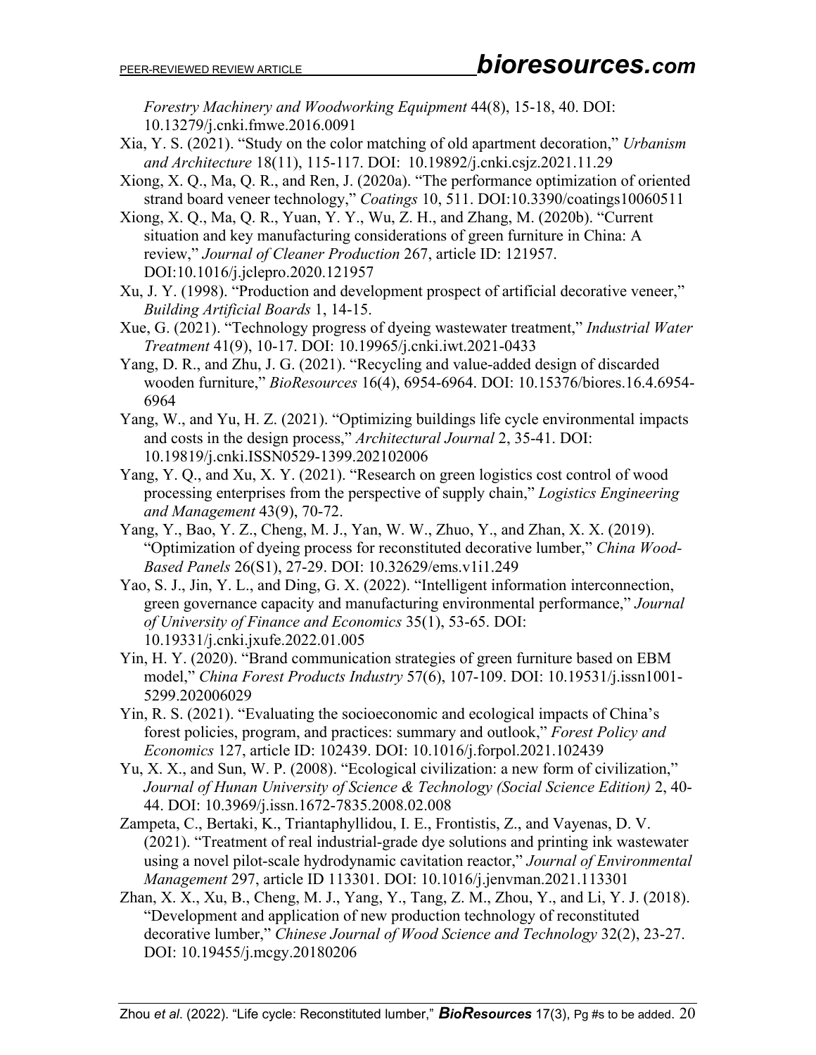*Forestry Machinery and Woodworking Equipment* 44(8), 15-18, 40. DOI: 10.13279/j.cnki.fmwe.2016.0091

Xia, Y. S. (2021). "Study on the color matching of old apartment decoration," *Urbanism and Architecture* 18(11), 115-117. DOI: 10.19892/j.cnki.csjz.2021.11.29

Xiong, X. Q., Ma, Q. R., and Ren, J. (2020a). "The performance optimization of oriented strand board veneer technology," *Coatings* 10, 511. DOI:10.3390/coatings10060511

Xiong, X. Q., Ma, Q. R., Yuan, Y. Y., Wu, Z. H., and Zhang, M. (2020b). "Current situation and key manufacturing considerations of green furniture in China: A review," *Journal of Cleaner Production* 267, article ID: 121957. DOI:10.1016/j.jclepro.2020.121957

Xu, J. Y. (1998). "Production and development prospect of artificial decorative veneer," *Building Artificial Boards* 1, 14-15.

Xue, G. (2021). "Technology progress of dyeing wastewater treatment," *Industrial Water Treatment* 41(9), 10-17. DOI: 10.19965/j.cnki.iwt.2021-0433

Yang, D. R., and Zhu, J. G. (2021). "Recycling and value-added design of discarded wooden furniture," *BioResources* 16(4), 6954-6964. DOI: 10.15376/biores.16.4.6954-6964

Yang, W., and Yu, H. Z. (2021). "Optimizing buildings life cycle environmental impacts and costs in the design process," *Architectural Journal* 2, 35-41. DOI: 10.19819/j.cnki.ISSN0529-1399.202102006

Yang, Y. Q., and Xu, X. Y. (2021). "Research on green logistics cost control of wood processing enterprises from the perspective of supply chain," *Logistics Engineering and Management* 43(9), 70-72.

Yang, Y., Bao, Y. Z., Cheng, M. J., Yan, W. W., Zhuo, Y., and Zhan, X. X. (2019). "Optimization of dyeing process for reconstituted decorative lumber," *China Wood-Based Panels* 26(S1), 27-29. DOI: 10.32629/ems.v1i1.249

Yao, S. J., Jin, Y. L., and Ding, G. X. (2022). "Intelligent information interconnection, green governance capacity and manufacturing environmental performance," *Journal of University of Finance and Economics* 35(1), 53-65. DOI: 10.19331/j.cnki.jxufe.2022.01.005

Yin, H. Y. (2020). "Brand communication strategies of green furniture based on EBM model," *China Forest Products Industry* 57(6), 107-109. DOI: 10.19531/j.issn1001-5299.202006029

Yin, R. S. (2021). "Evaluating the socioeconomic and ecological impacts of China's forest policies, program, and practices: summary and outlook," *Forest Policy and Economics* 127, article ID: 102439. DOI: 10.1016/j.forpol.2021.102439

Yu, X. X., and Sun, W. P. (2008). "Ecological civilization: a new form of civilization," *Journal of Hunan University of Science & Technology (Social Science Edition)* 2, 40-44. DOI: 10.3969/j.issn.1672-7835.2008.02.008

Zampeta, C., Bertaki, K., Triantaphyllidou, I. E., Frontistis, Z., and Vayenas, D. V. (2021). "Treatment of real industrial-grade dye solutions and printing ink wastewater using a novel pilot-scale hydrodynamic cavitation reactor," *Journal of Environmental Management* 297, article ID 113301. DOI: 10.1016/j.jenvman.2021.113301

Zhan, X. X., Xu, B., Cheng, M. J., Yang, Y., Tang, Z. M., Zhou, Y., and Li, Y. J. (2018). "Development and application of new production technology of reconstituted decorative lumber," *Chinese Journal of Wood Science and Technology* 32(2), 23-27. DOI: 10.19455/j.mcgy.20180206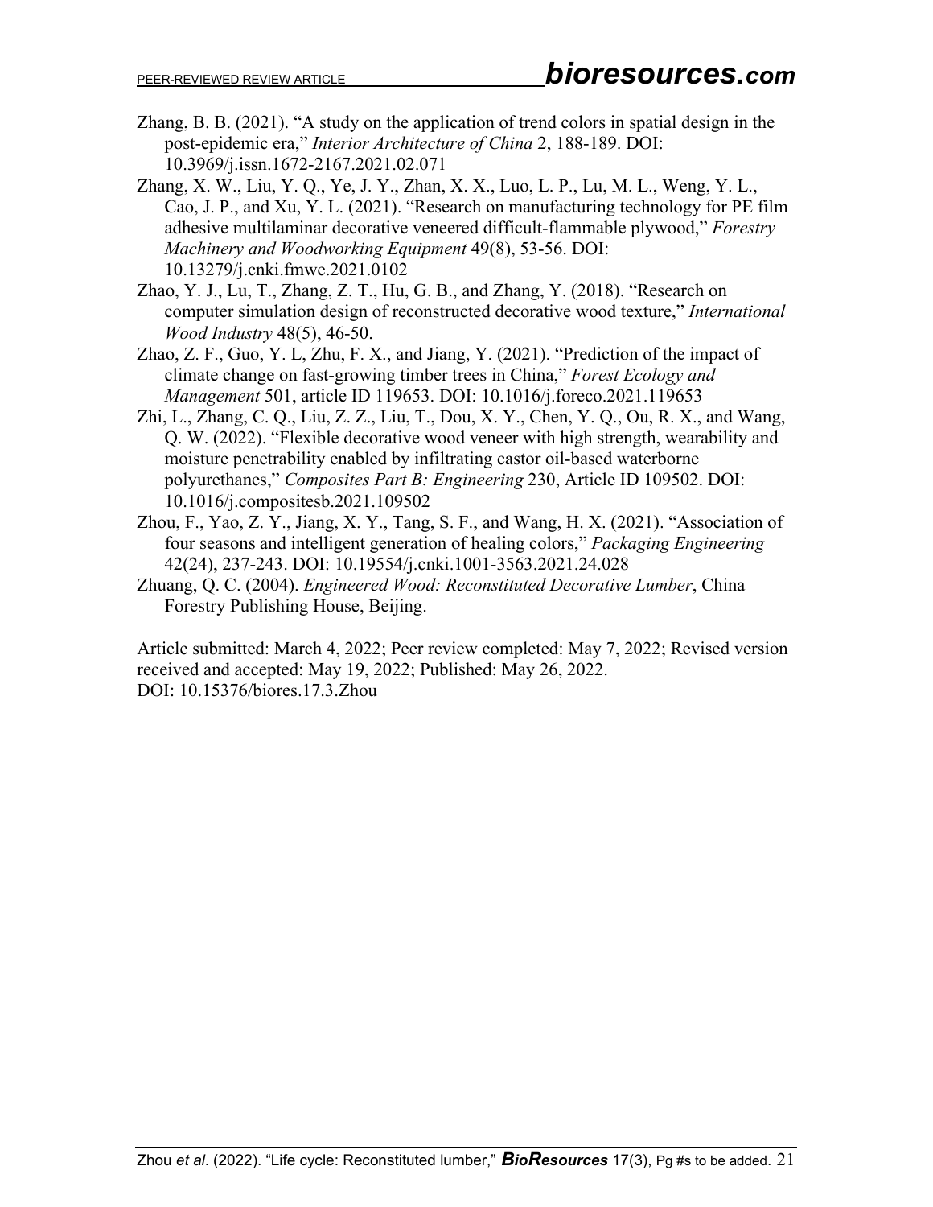Zhang, B. B. (2021). "A study on the application of trend colors in spatial design in the post-epidemic era," *Interior Architecture of China* 2, 188-189. DOI: 10.3969/j.issn.1672-2167.2021.02.071

Zhang, X. W., Liu, Y. Q., Ye, J. Y., Zhan, X. X., Luo, L. P., Lu, M. L., Weng, Y. L., Cao, J. P., and Xu, Y. L. (2021). "Research on manufacturing technology for PE film adhesive multilaminar decorative veneered difficult-flammable plywood," *Forestry Machinery and Woodworking Equipment* 49(8), 53-56. DOI: 10.13279/j.cnki.fmwe.2021.0102

Zhao, Y. J., Lu, T., Zhang, Z. T., Hu, G. B., and Zhang, Y. (2018). "Research on computer simulation design of reconstructed decorative wood texture," *International Wood Industry* 48(5), 46-50.

Zhao, Z. F., Guo, Y. L, Zhu, F. X., and Jiang, Y. (2021). "Prediction of the impact of climate change on fast-growing timber trees in China," *Forest Ecology and Management* 501, article ID 119653. DOI: 10.1016/j.foreco.2021.119653

Zhi, L., Zhang, C. Q., Liu, Z. Z., Liu, T., Dou, X. Y., Chen, Y. Q., Ou, R. X., and Wang, Q. W. (2022). "Flexible decorative wood veneer with high strength, wearability and moisture penetrability enabled by infiltrating castor oil-based waterborne polyurethanes," *Composites Part B: Engineering* 230, Article ID 109502. DOI: 10.1016/j.compositesb.2021.109502

Zhou, F., Yao, Z. Y., Jiang, X. Y., Tang, S. F., and Wang, H. X. (2021). "Association of four seasons and intelligent generation of healing colors," *Packaging Engineering* 42(24), 237-243. DOI: 10.19554/j.cnki.1001-3563.2021.24.028

Zhuang, Q. C. (2004). *Engineered Wood: Reconstituted Decorative Lumber*, China Forestry Publishing House, Beijing.

Article submitted: March 4, 2022; Peer review completed: May 7, 2022; Revised version received and accepted: May 19, 2022; Published: May 26, 2022.
DOI: 10.15376/biores.17.3.Zhou